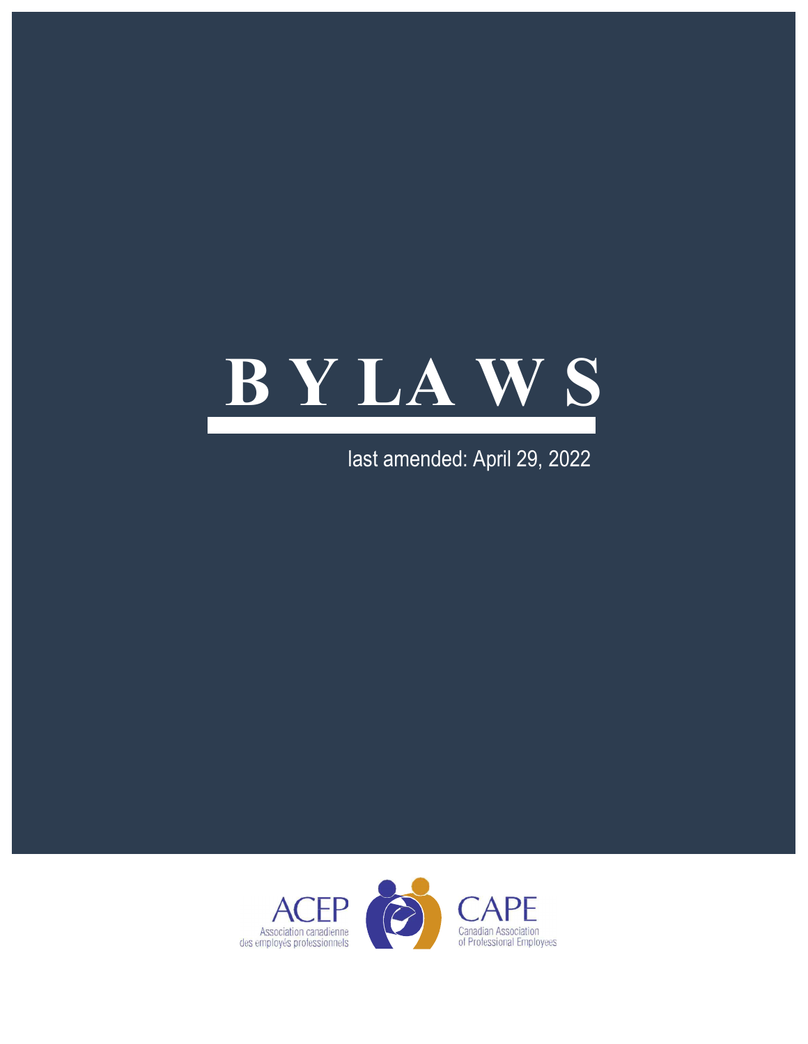# BYLAWS

last amended: April 29, 2022

ACEP
Association canadienne des employés professionnels

CAPE
Canadian Association of Professional Employees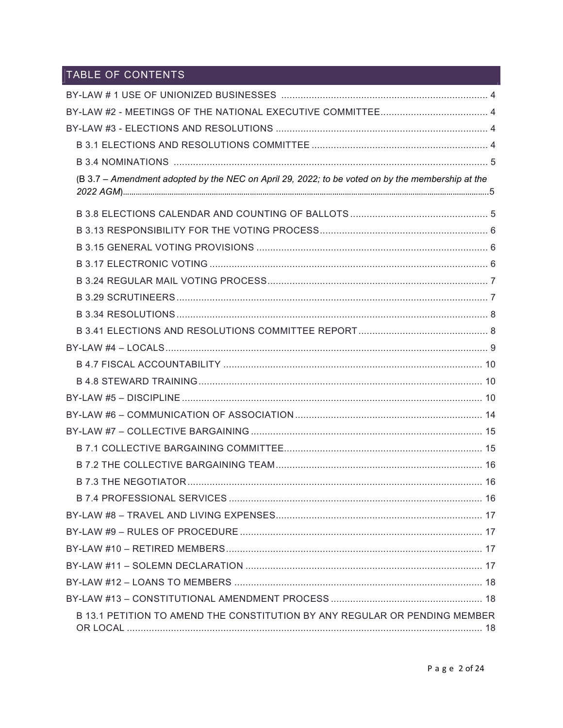## TABLE OF CONTENTS

- BY-LAW # 1 USE OF UNIONIZED BUSINESSES ........................................................................ 4
- BY-LAW #2 - MEETINGS OF THE NATIONAL EXECUTIVE COMMITTEE....................................... 4
- BY-LAW #3 - ELECTIONS AND RESOLUTIONS ............................................................................. 4
  - B 3.1 ELECTIONS AND RESOLUTIONS COMMITTEE ................................................................ 4
  - B 3.4 NOMINATIONS ................................................................................................................. 5
  - (B 3.7 – *Amendment adopted by the NEC on April 29, 2022; to be voted on by the membership at the 2022 AGM*).........................................................................................................................5
  - B 3.8 ELECTIONS CALENDAR AND COUNTING OF BALLOTS .................................................. 5
  - B 3.13 RESPONSIBILITY FOR THE VOTING PROCESS............................................................. 6
  - B 3.15 GENERAL VOTING PROVISIONS .................................................................................... 6
  - B 3.17 ELECTRONIC VOTING ..................................................................................................... 6
  - B 3.24 REGULAR MAIL VOTING PROCESS................................................................................ 7
  - B 3.29 SCRUTINEERS ................................................................................................................. 7
  - B 3.34 RESOLUTIONS................................................................................................................. 8
  - B 3.41 ELECTIONS AND RESOLUTIONS COMMITTEE REPORT ............................................... 8
- BY-LAW #4 – LOCALS.................................................................................................................... 9
  - B 4.7 FISCAL ACCOUNTABILITY ............................................................................................. 10
  - B 4.8 STEWARD TRAINING ...................................................................................................... 10
- BY-LAW #5 – DISCIPLINE ............................................................................................................ 10
- BY-LAW #6 – COMMUNICATION OF ASSOCIATION ................................................................... 14
- BY-LAW #7 – COLLECTIVE BARGAINING ................................................................................... 15
  - B 7.1 COLLECTIVE BARGAINING COMMITTEE....................................................................... 15
  - B 7.2 THE COLLECTIVE BARGAINING TEAM .......................................................................... 16
  - B 7.3 THE NEGOTIATOR .......................................................................................................... 16
  - B 7.4 PROFESSIONAL SERVICES ........................................................................................... 16
- BY-LAW #8 – TRAVEL AND LIVING EXPENSES.......................................................................... 17
- BY-LAW #9 – RULES OF PROCEDURE ....................................................................................... 17
- BY-LAW #10 – RETIRED MEMBERS............................................................................................ 17
- BY-LAW #11 – SOLEMN DECLARATION ..................................................................................... 17
- BY-LAW #12 – LOANS TO MEMBERS ......................................................................................... 18
- BY-LAW #13 – CONSTITUTIONAL AMENDMENT PROCESS ...................................................... 18
  - B 13.1 PETITION TO AMEND THE CONSTITUTION BY ANY REGULAR OR PENDING MEMBER OR LOCAL ................................................................................................................................ 18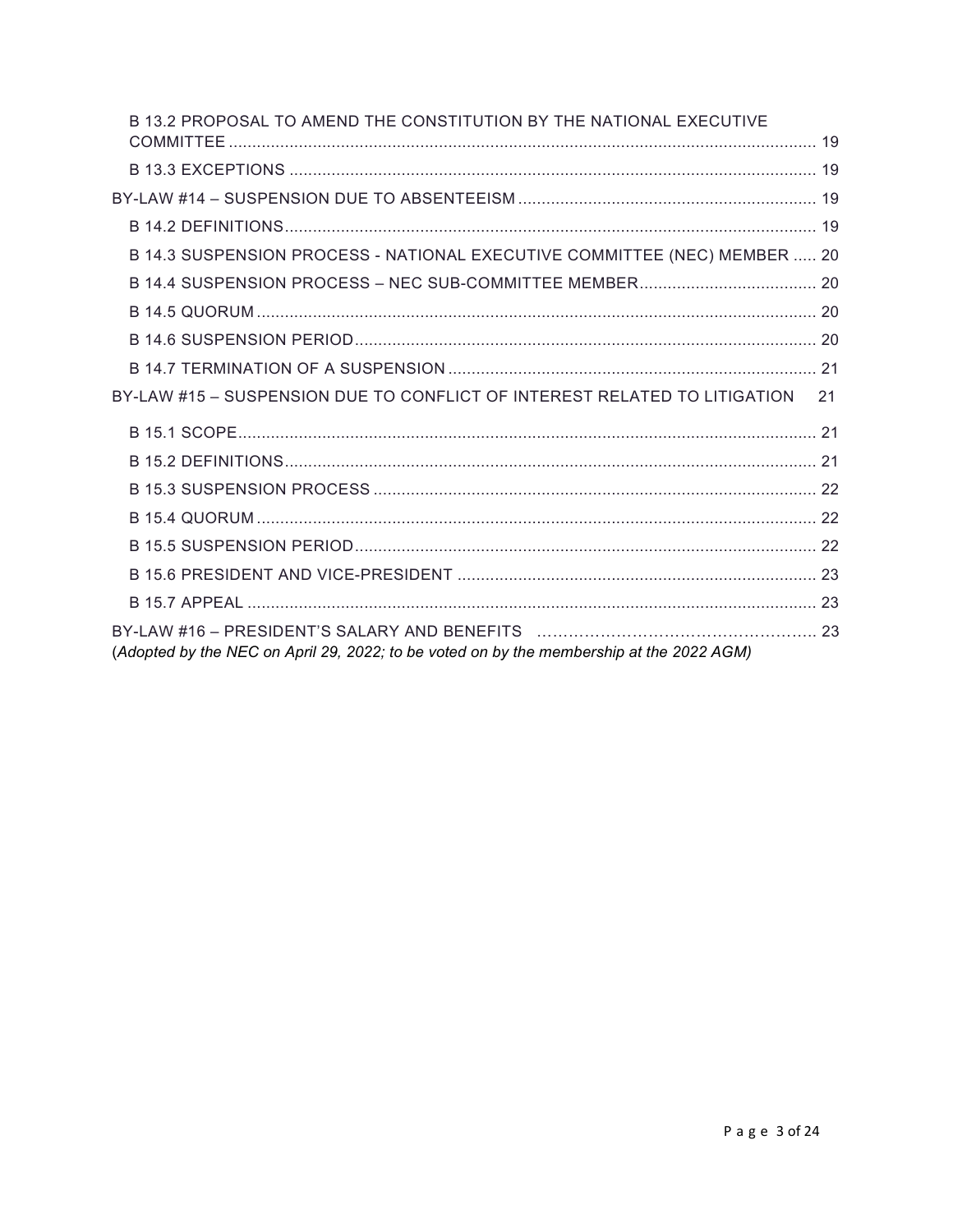B 13.2 PROPOSAL TO AMEND THE CONSTITUTION BY THE NATIONAL EXECUTIVE COMMITTEE ............ 19

B 13.3 EXCEPTIONS ............ 19

BY-LAW #14 – SUSPENSION DUE TO ABSENTEEISM ............ 19

B 14.2 DEFINITIONS ............ 19

B 14.3 SUSPENSION PROCESS - NATIONAL EXECUTIVE COMMITTEE (NEC) MEMBER ..... 20

B 14.4 SUSPENSION PROCESS – NEC SUB-COMMITTEE MEMBER ............ 20

B 14.5 QUORUM ............ 20

B 14.6 SUSPENSION PERIOD ............ 20

B 14.7 TERMINATION OF A SUSPENSION ............ 21

BY-LAW #15 – SUSPENSION DUE TO CONFLICT OF INTEREST RELATED TO LITIGATION 21

B 15.1 SCOPE ............ 21

B 15.2 DEFINITIONS ............ 21

B 15.3 SUSPENSION PROCESS ............ 22

B 15.4 QUORUM ............ 22

B 15.5 SUSPENSION PERIOD ............ 22

B 15.6 PRESIDENT AND VICE-PRESIDENT ............ 23

B 15.7 APPEAL ............ 23

BY-LAW #16 – PRESIDENT'S SALARY AND BENEFITS ............ 23
(*Adopted by the NEC on April 29, 2022; to be voted on by the membership at the 2022 AGM*)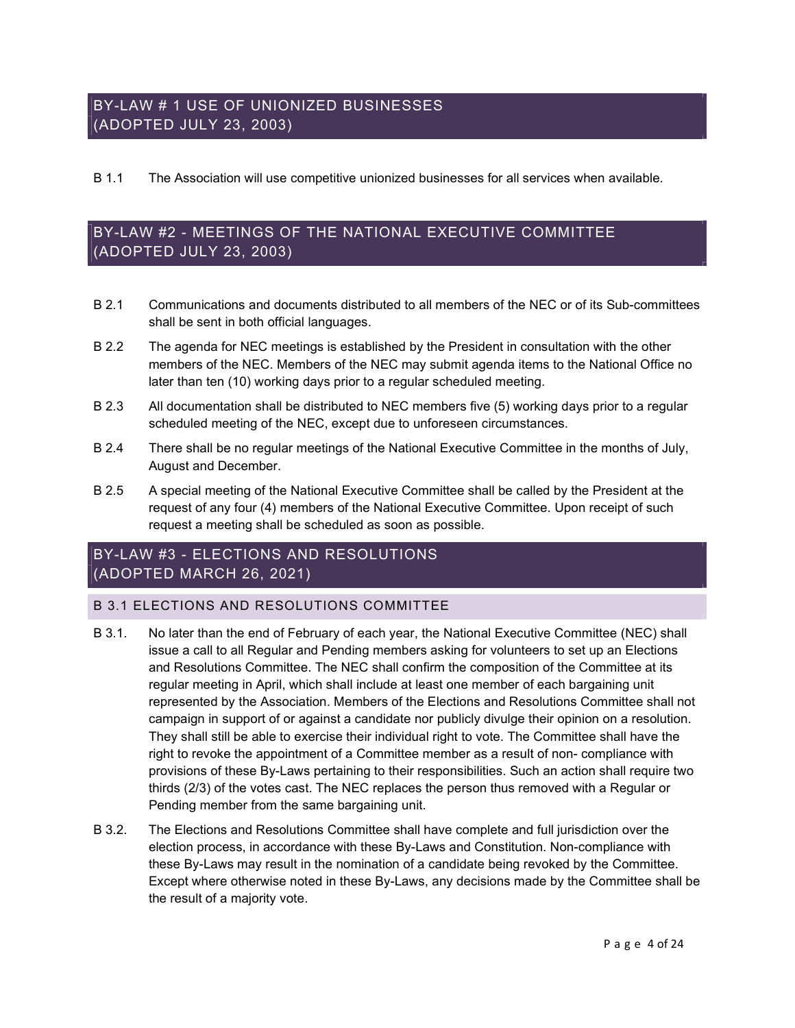## BY-LAW # 1 USE OF UNIONIZED BUSINESSES (ADOPTED JULY 23, 2003)

B 1.1 The Association will use competitive unionized businesses for all services when available.

## BY-LAW #2 - MEETINGS OF THE NATIONAL EXECUTIVE COMMITTEE (ADOPTED JULY 23, 2003)

B 2.1 Communications and documents distributed to all members of the NEC or of its Sub-committees shall be sent in both official languages.

B 2.2 The agenda for NEC meetings is established by the President in consultation with the other members of the NEC. Members of the NEC may submit agenda items to the National Office no later than ten (10) working days prior to a regular scheduled meeting.

B 2.3 All documentation shall be distributed to NEC members five (5) working days prior to a regular scheduled meeting of the NEC, except due to unforeseen circumstances.

B 2.4 There shall be no regular meetings of the National Executive Committee in the months of July, August and December.

B 2.5 A special meeting of the National Executive Committee shall be called by the President at the request of any four (4) members of the National Executive Committee. Upon receipt of such request a meeting shall be scheduled as soon as possible.

## BY-LAW #3 - ELECTIONS AND RESOLUTIONS (ADOPTED MARCH 26, 2021)

### B 3.1 ELECTIONS AND RESOLUTIONS COMMITTEE

B 3.1. No later than the end of February of each year, the National Executive Committee (NEC) shall issue a call to all Regular and Pending members asking for volunteers to set up an Elections and Resolutions Committee. The NEC shall confirm the composition of the Committee at its regular meeting in April, which shall include at least one member of each bargaining unit represented by the Association. Members of the Elections and Resolutions Committee shall not campaign in support of or against a candidate nor publicly divulge their opinion on a resolution. They shall still be able to exercise their individual right to vote. The Committee shall have the right to revoke the appointment of a Committee member as a result of non- compliance with provisions of these By-Laws pertaining to their responsibilities. Such an action shall require two thirds (2/3) of the votes cast. The NEC replaces the person thus removed with a Regular or Pending member from the same bargaining unit.

B 3.2. The Elections and Resolutions Committee shall have complete and full jurisdiction over the election process, in accordance with these By-Laws and Constitution. Non-compliance with these By-Laws may result in the nomination of a candidate being revoked by the Committee. Except where otherwise noted in these By-Laws, any decisions made by the Committee shall be the result of a majority vote.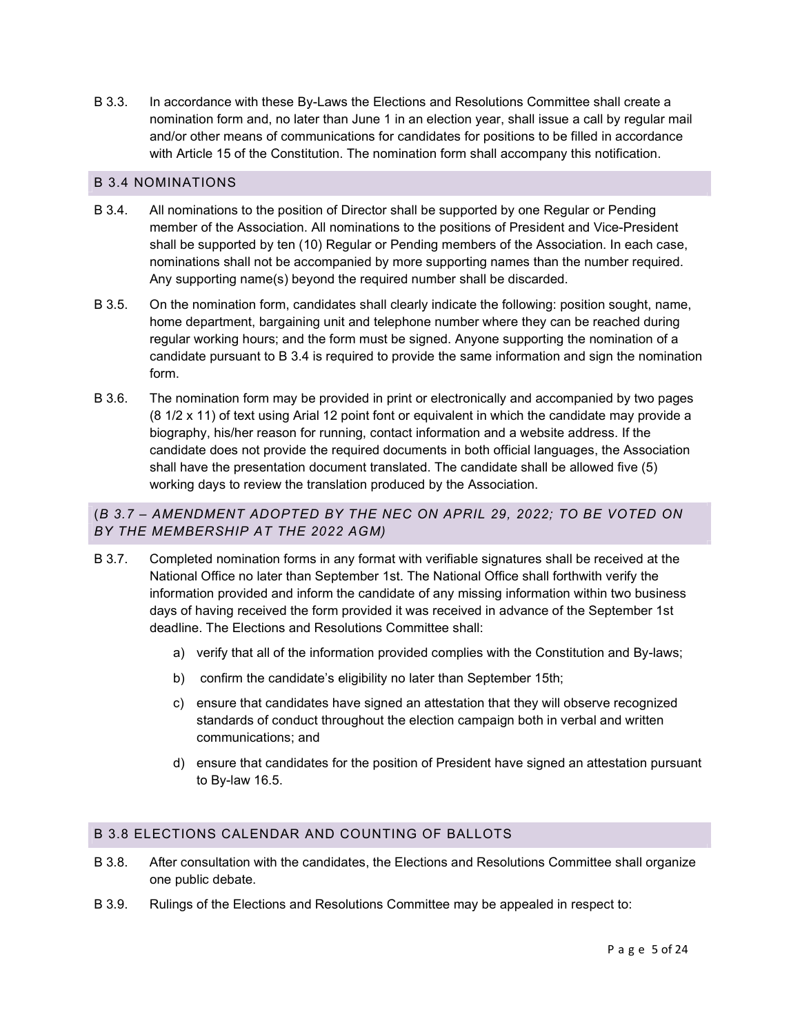B 3.3. In accordance with these By-Laws the Elections and Resolutions Committee shall create a nomination form and, no later than June 1 in an election year, shall issue a call by regular mail and/or other means of communications for candidates for positions to be filled in accordance with Article 15 of the Constitution. The nomination form shall accompany this notification.

## B 3.4 NOMINATIONS

B 3.4. All nominations to the position of Director shall be supported by one Regular or Pending member of the Association. All nominations to the positions of President and Vice-President shall be supported by ten (10) Regular or Pending members of the Association. In each case, nominations shall not be accompanied by more supporting names than the number required. Any supporting name(s) beyond the required number shall be discarded.

B 3.5. On the nomination form, candidates shall clearly indicate the following: position sought, name, home department, bargaining unit and telephone number where they can be reached during regular working hours; and the form must be signed. Anyone supporting the nomination of a candidate pursuant to B 3.4 is required to provide the same information and sign the nomination form.

B 3.6. The nomination form may be provided in print or electronically and accompanied by two pages (8 1/2 x 11) of text using Arial 12 point font or equivalent in which the candidate may provide a biography, his/her reason for running, contact information and a website address. If the candidate does not provide the required documents in both official languages, the Association shall have the presentation document translated. The candidate shall be allowed five (5) working days to review the translation produced by the Association.

## (*B 3.7 – AMENDMENT ADOPTED BY THE NEC ON APRIL 29, 2022; TO BE VOTED ON BY THE MEMBERSHIP AT THE 2022 AGM)*

B 3.7. Completed nomination forms in any format with verifiable signatures shall be received at the National Office no later than September 1st. The National Office shall forthwith verify the information provided and inform the candidate of any missing information within two business days of having received the form provided it was received in advance of the September 1st deadline. The Elections and Resolutions Committee shall:

a) verify that all of the information provided complies with the Constitution and By-laws;

b) confirm the candidate's eligibility no later than September 15th;

c) ensure that candidates have signed an attestation that they will observe recognized standards of conduct throughout the election campaign both in verbal and written communications; and

d) ensure that candidates for the position of President have signed an attestation pursuant to By-law 16.5.

## B 3.8 ELECTIONS CALENDAR AND COUNTING OF BALLOTS

B 3.8. After consultation with the candidates, the Elections and Resolutions Committee shall organize one public debate.

B 3.9. Rulings of the Elections and Resolutions Committee may be appealed in respect to: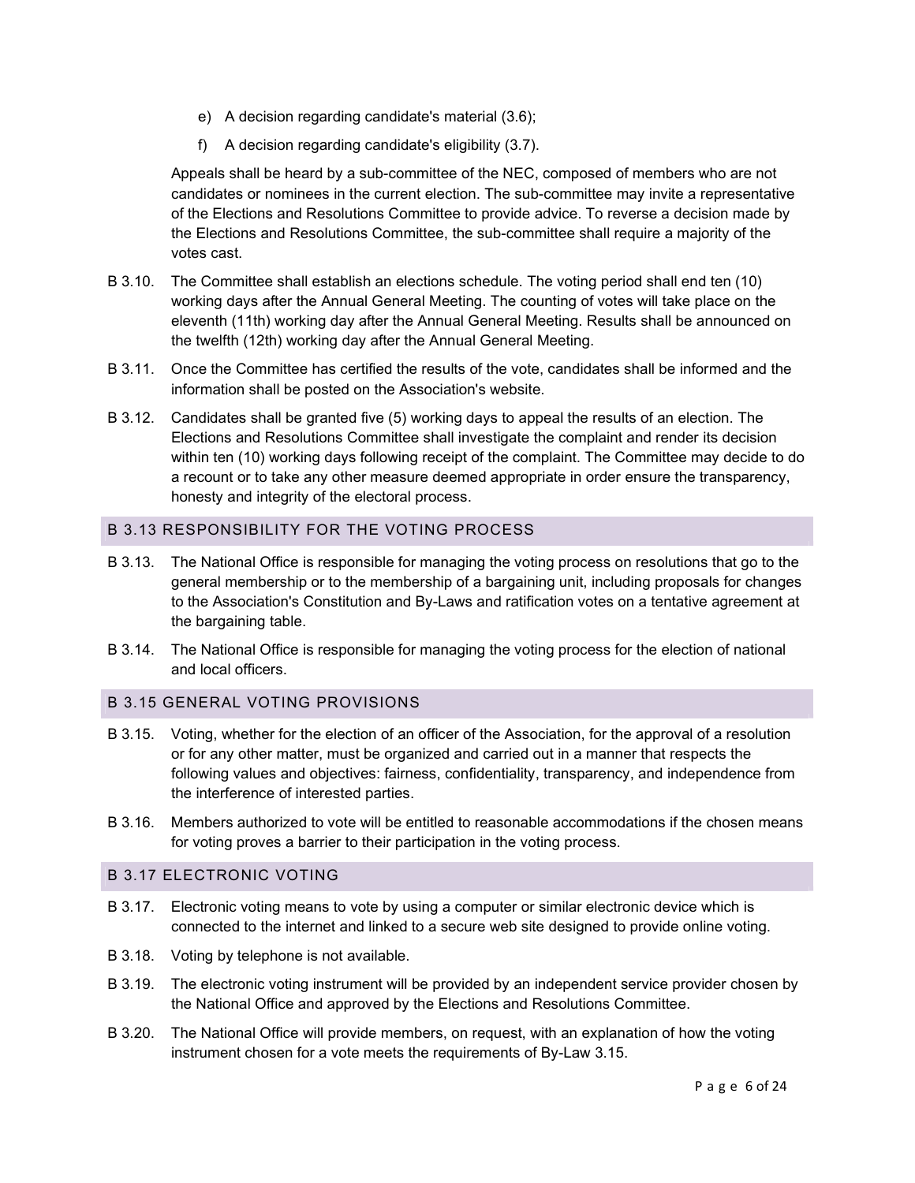e) A decision regarding candidate's material (3.6);

f) A decision regarding candidate's eligibility (3.7).

Appeals shall be heard by a sub-committee of the NEC, composed of members who are not candidates or nominees in the current election. The sub-committee may invite a representative of the Elections and Resolutions Committee to provide advice. To reverse a decision made by the Elections and Resolutions Committee, the sub-committee shall require a majority of the votes cast.

B 3.10. The Committee shall establish an elections schedule. The voting period shall end ten (10) working days after the Annual General Meeting. The counting of votes will take place on the eleventh (11th) working day after the Annual General Meeting. Results shall be announced on the twelfth (12th) working day after the Annual General Meeting.

B 3.11. Once the Committee has certified the results of the vote, candidates shall be informed and the information shall be posted on the Association's website.

B 3.12. Candidates shall be granted five (5) working days to appeal the results of an election. The Elections and Resolutions Committee shall investigate the complaint and render its decision within ten (10) working days following receipt of the complaint. The Committee may decide to do a recount or to take any other measure deemed appropriate in order ensure the transparency, honesty and integrity of the electoral process.

## B 3.13 RESPONSIBILITY FOR THE VOTING PROCESS

B 3.13. The National Office is responsible for managing the voting process on resolutions that go to the general membership or to the membership of a bargaining unit, including proposals for changes to the Association's Constitution and By-Laws and ratification votes on a tentative agreement at the bargaining table.

B 3.14. The National Office is responsible for managing the voting process for the election of national and local officers.

## B 3.15 GENERAL VOTING PROVISIONS

B 3.15. Voting, whether for the election of an officer of the Association, for the approval of a resolution or for any other matter, must be organized and carried out in a manner that respects the following values and objectives: fairness, confidentiality, transparency, and independence from the interference of interested parties.

B 3.16. Members authorized to vote will be entitled to reasonable accommodations if the chosen means for voting proves a barrier to their participation in the voting process.

## B 3.17 ELECTRONIC VOTING

B 3.17. Electronic voting means to vote by using a computer or similar electronic device which is connected to the internet and linked to a secure web site designed to provide online voting.

B 3.18. Voting by telephone is not available.

B 3.19. The electronic voting instrument will be provided by an independent service provider chosen by the National Office and approved by the Elections and Resolutions Committee.

B 3.20. The National Office will provide members, on request, with an explanation of how the voting instrument chosen for a vote meets the requirements of By-Law 3.15.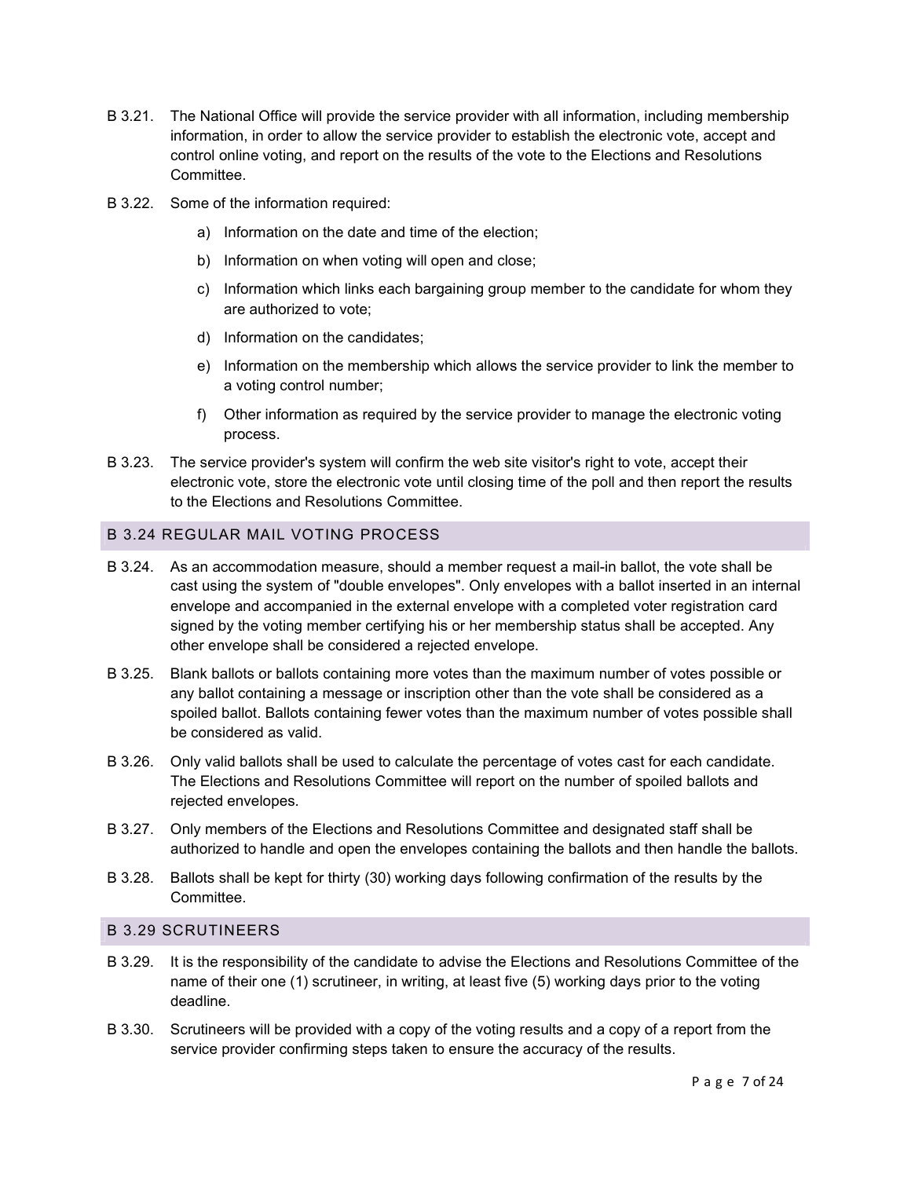B 3.21. The National Office will provide the service provider with all information, including membership information, in order to allow the service provider to establish the electronic vote, accept and control online voting, and report on the results of the vote to the Elections and Resolutions Committee.

B 3.22. Some of the information required:

a) Information on the date and time of the election;

b) Information on when voting will open and close;

c) Information which links each bargaining group member to the candidate for whom they are authorized to vote;

d) Information on the candidates;

e) Information on the membership which allows the service provider to link the member to a voting control number;

f) Other information as required by the service provider to manage the electronic voting process.

B 3.23. The service provider's system will confirm the web site visitor's right to vote, accept their electronic vote, store the electronic vote until closing time of the poll and then report the results to the Elections and Resolutions Committee.

## B 3.24 REGULAR MAIL VOTING PROCESS

B 3.24. As an accommodation measure, should a member request a mail-in ballot, the vote shall be cast using the system of "double envelopes". Only envelopes with a ballot inserted in an internal envelope and accompanied in the external envelope with a completed voter registration card signed by the voting member certifying his or her membership status shall be accepted. Any other envelope shall be considered a rejected envelope.

B 3.25. Blank ballots or ballots containing more votes than the maximum number of votes possible or any ballot containing a message or inscription other than the vote shall be considered as a spoiled ballot. Ballots containing fewer votes than the maximum number of votes possible shall be considered as valid.

B 3.26. Only valid ballots shall be used to calculate the percentage of votes cast for each candidate. The Elections and Resolutions Committee will report on the number of spoiled ballots and rejected envelopes.

B 3.27. Only members of the Elections and Resolutions Committee and designated staff shall be authorized to handle and open the envelopes containing the ballots and then handle the ballots.

B 3.28. Ballots shall be kept for thirty (30) working days following confirmation of the results by the Committee.

## B 3.29 SCRUTINEERS

B 3.29. It is the responsibility of the candidate to advise the Elections and Resolutions Committee of the name of their one (1) scrutineer, in writing, at least five (5) working days prior to the voting deadline.

B 3.30. Scrutineers will be provided with a copy of the voting results and a copy of a report from the service provider confirming steps taken to ensure the accuracy of the results.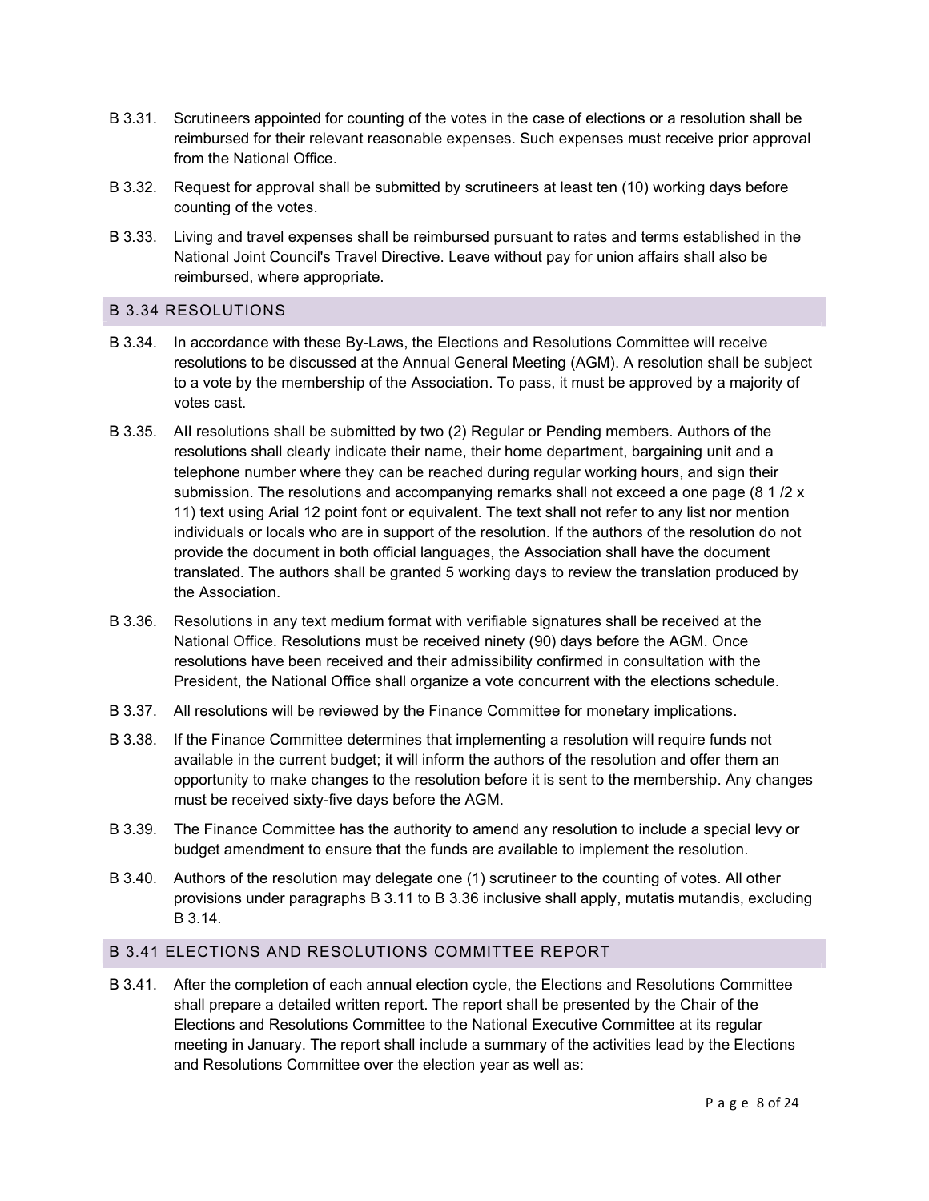B 3.31. Scrutineers appointed for counting of the votes in the case of elections or a resolution shall be reimbursed for their relevant reasonable expenses. Such expenses must receive prior approval from the National Office.

B 3.32. Request for approval shall be submitted by scrutineers at least ten (10) working days before counting of the votes.

B 3.33. Living and travel expenses shall be reimbursed pursuant to rates and terms established in the National Joint Council's Travel Directive. Leave without pay for union affairs shall also be reimbursed, where appropriate.

## B 3.34 RESOLUTIONS

B 3.34. In accordance with these By-Laws, the Elections and Resolutions Committee will receive resolutions to be discussed at the Annual General Meeting (AGM). A resolution shall be subject to a vote by the membership of the Association. To pass, it must be approved by a majority of votes cast.

B 3.35. All resolutions shall be submitted by two (2) Regular or Pending members. Authors of the resolutions shall clearly indicate their name, their home department, bargaining unit and a telephone number where they can be reached during regular working hours, and sign their submission. The resolutions and accompanying remarks shall not exceed a one page (8 1 /2 x 11) text using Arial 12 point font or equivalent. The text shall not refer to any list nor mention individuals or locals who are in support of the resolution. If the authors of the resolution do not provide the document in both official languages, the Association shall have the document translated. The authors shall be granted 5 working days to review the translation produced by the Association.

B 3.36. Resolutions in any text medium format with verifiable signatures shall be received at the National Office. Resolutions must be received ninety (90) days before the AGM. Once resolutions have been received and their admissibility confirmed in consultation with the President, the National Office shall organize a vote concurrent with the elections schedule.

B 3.37. All resolutions will be reviewed by the Finance Committee for monetary implications.

B 3.38. If the Finance Committee determines that implementing a resolution will require funds not available in the current budget; it will inform the authors of the resolution and offer them an opportunity to make changes to the resolution before it is sent to the membership. Any changes must be received sixty-five days before the AGM.

B 3.39. The Finance Committee has the authority to amend any resolution to include a special levy or budget amendment to ensure that the funds are available to implement the resolution.

B 3.40. Authors of the resolution may delegate one (1) scrutineer to the counting of votes. All other provisions under paragraphs B 3.11 to B 3.36 inclusive shall apply, mutatis mutandis, excluding B 3.14.

## B 3.41 ELECTIONS AND RESOLUTIONS COMMITTEE REPORT

B 3.41. After the completion of each annual election cycle, the Elections and Resolutions Committee shall prepare a detailed written report. The report shall be presented by the Chair of the Elections and Resolutions Committee to the National Executive Committee at its regular meeting in January. The report shall include a summary of the activities lead by the Elections and Resolutions Committee over the election year as well as: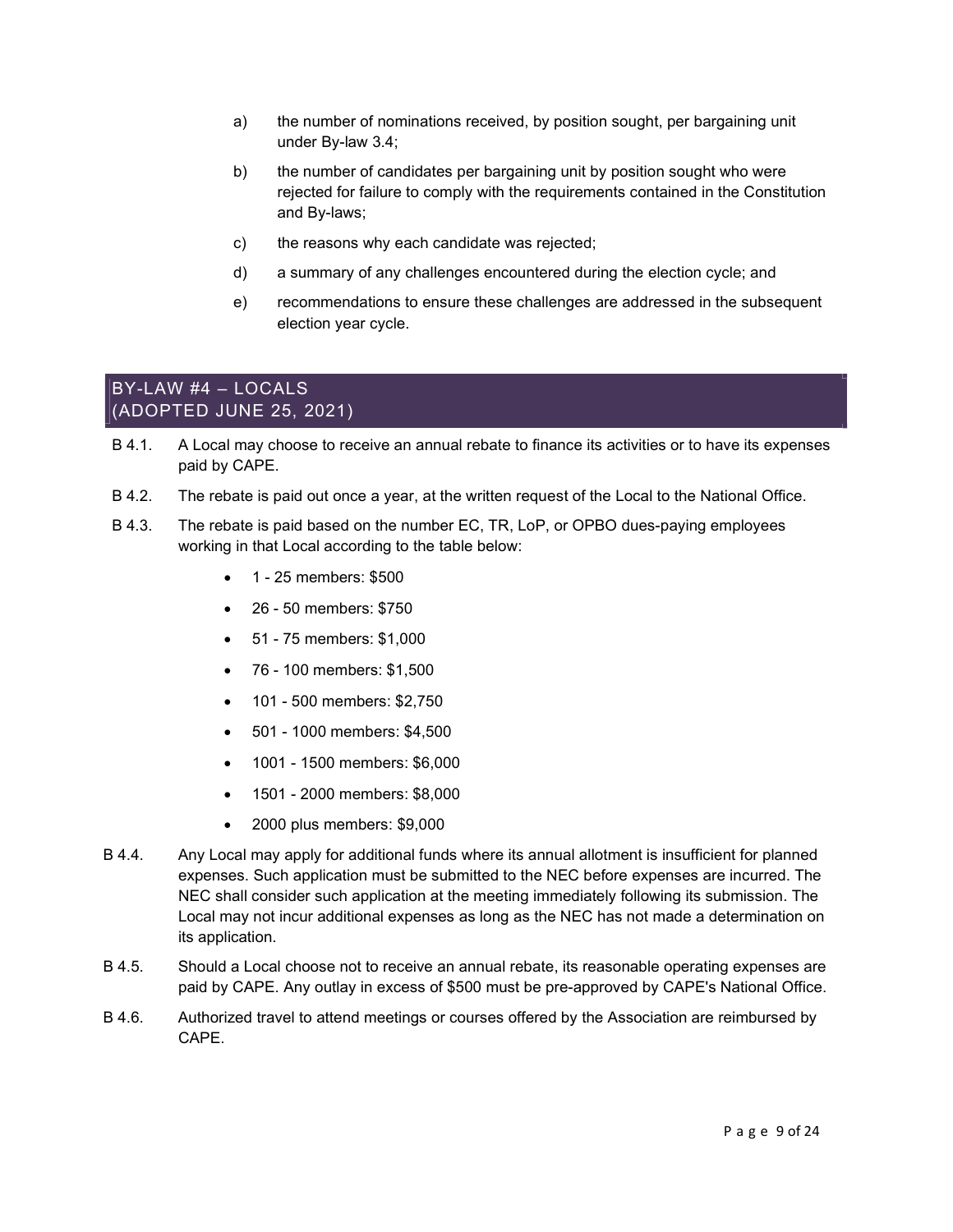a) the number of nominations received, by position sought, per bargaining unit under By-law 3.4;

b) the number of candidates per bargaining unit by position sought who were rejected for failure to comply with the requirements contained in the Constitution and By-laws;

c) the reasons why each candidate was rejected;

d) a summary of any challenges encountered during the election cycle; and

e) recommendations to ensure these challenges are addressed in the subsequent election year cycle.

## BY-LAW #4 – LOCALS (ADOPTED JUNE 25, 2021)

B 4.1. A Local may choose to receive an annual rebate to finance its activities or to have its expenses paid by CAPE.

B 4.2. The rebate is paid out once a year, at the written request of the Local to the National Office.

B 4.3. The rebate is paid based on the number EC, TR, LoP, or OPBO dues-paying employees working in that Local according to the table below:

- 1 - 25 members: $500
- 26 - 50 members: $750
- 51 - 75 members: $1,000
- 76 - 100 members: $1,500
- 101 - 500 members: $2,750
- 501 - 1000 members: $4,500
- 1001 - 1500 members: $6,000
- 1501 - 2000 members: $8,000
- 2000 plus members: $9,000

B 4.4. Any Local may apply for additional funds where its annual allotment is insufficient for planned expenses. Such application must be submitted to the NEC before expenses are incurred. The NEC shall consider such application at the meeting immediately following its submission. The Local may not incur additional expenses as long as the NEC has not made a determination on its application.

B 4.5. Should a Local choose not to receive an annual rebate, its reasonable operating expenses are paid by CAPE. Any outlay in excess of $500 must be pre-approved by CAPE's National Office.

B 4.6. Authorized travel to attend meetings or courses offered by the Association are reimbursed by CAPE.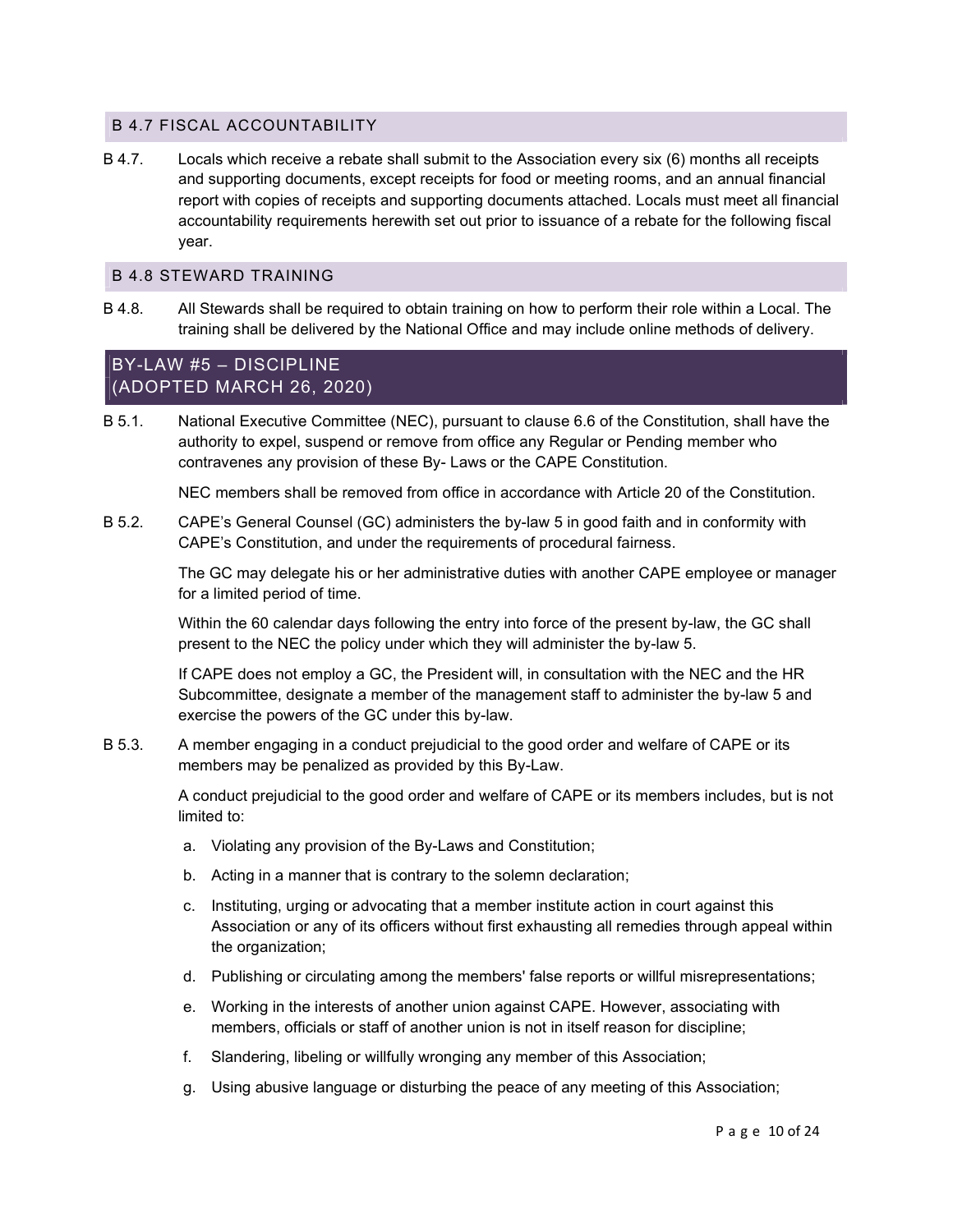### B 4.7 FISCAL ACCOUNTABILITY

B 4.7. Locals which receive a rebate shall submit to the Association every six (6) months all receipts and supporting documents, except receipts for food or meeting rooms, and an annual financial report with copies of receipts and supporting documents attached. Locals must meet all financial accountability requirements herewith set out prior to issuance of a rebate for the following fiscal year.

### B 4.8 STEWARD TRAINING

B 4.8. All Stewards shall be required to obtain training on how to perform their role within a Local. The training shall be delivered by the National Office and may include online methods of delivery.

## BY-LAW #5 – DISCIPLINE (ADOPTED MARCH 26, 2020)

B 5.1. National Executive Committee (NEC), pursuant to clause 6.6 of the Constitution, shall have the authority to expel, suspend or remove from office any Regular or Pending member who contravenes any provision of these By- Laws or the CAPE Constitution.

NEC members shall be removed from office in accordance with Article 20 of the Constitution.

B 5.2. CAPE's General Counsel (GC) administers the by-law 5 in good faith and in conformity with CAPE's Constitution, and under the requirements of procedural fairness.

The GC may delegate his or her administrative duties with another CAPE employee or manager for a limited period of time.

Within the 60 calendar days following the entry into force of the present by-law, the GC shall present to the NEC the policy under which they will administer the by-law 5.

If CAPE does not employ a GC, the President will, in consultation with the NEC and the HR Subcommittee, designate a member of the management staff to administer the by-law 5 and exercise the powers of the GC under this by-law.

B 5.3. A member engaging in a conduct prejudicial to the good order and welfare of CAPE or its members may be penalized as provided by this By-Law.

A conduct prejudicial to the good order and welfare of CAPE or its members includes, but is not limited to:

a. Violating any provision of the By-Laws and Constitution;

b. Acting in a manner that is contrary to the solemn declaration;

c. Instituting, urging or advocating that a member institute action in court against this Association or any of its officers without first exhausting all remedies through appeal within the organization;

d. Publishing or circulating among the members' false reports or willful misrepresentations;

e. Working in the interests of another union against CAPE. However, associating with members, officials or staff of another union is not in itself reason for discipline;

f. Slandering, libeling or willfully wronging any member of this Association;

g. Using abusive language or disturbing the peace of any meeting of this Association;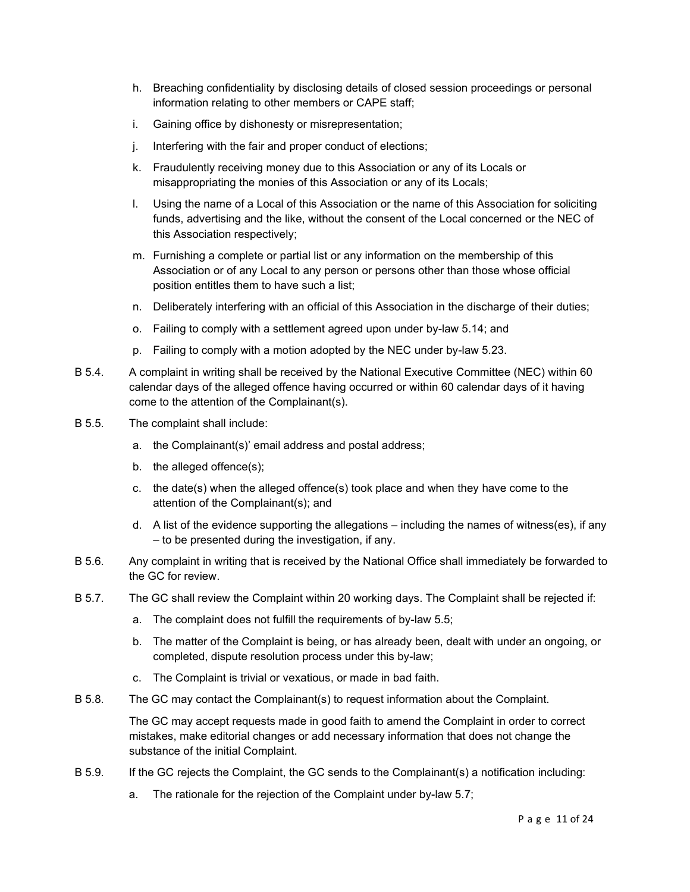h. Breaching confidentiality by disclosing details of closed session proceedings or personal information relating to other members or CAPE staff;

i. Gaining office by dishonesty or misrepresentation;

j. Interfering with the fair and proper conduct of elections;

k. Fraudulently receiving money due to this Association or any of its Locals or misappropriating the monies of this Association or any of its Locals;

l. Using the name of a Local of this Association or the name of this Association for soliciting funds, advertising and the like, without the consent of the Local concerned or the NEC of this Association respectively;

m. Furnishing a complete or partial list or any information on the membership of this Association or of any Local to any person or persons other than those whose official position entitles them to have such a list;

n. Deliberately interfering with an official of this Association in the discharge of their duties;

o. Failing to comply with a settlement agreed upon under by-law 5.14; and

p. Failing to comply with a motion adopted by the NEC under by-law 5.23.

B 5.4. A complaint in writing shall be received by the National Executive Committee (NEC) within 60 calendar days of the alleged offence having occurred or within 60 calendar days of it having come to the attention of the Complainant(s).

B 5.5. The complaint shall include:

a. the Complainant(s)' email address and postal address;

b. the alleged offence(s);

c. the date(s) when the alleged offence(s) took place and when they have come to the attention of the Complainant(s); and

d. A list of the evidence supporting the allegations – including the names of witness(es), if any – to be presented during the investigation, if any.

B 5.6. Any complaint in writing that is received by the National Office shall immediately be forwarded to the GC for review.

B 5.7. The GC shall review the Complaint within 20 working days. The Complaint shall be rejected if:

a. The complaint does not fulfill the requirements of by-law 5.5;

b. The matter of the Complaint is being, or has already been, dealt with under an ongoing, or completed, dispute resolution process under this by-law;

c. The Complaint is trivial or vexatious, or made in bad faith.

B 5.8. The GC may contact the Complainant(s) to request information about the Complaint.

The GC may accept requests made in good faith to amend the Complaint in order to correct mistakes, make editorial changes or add necessary information that does not change the substance of the initial Complaint.

B 5.9. If the GC rejects the Complaint, the GC sends to the Complainant(s) a notification including:

a. The rationale for the rejection of the Complaint under by-law 5.7;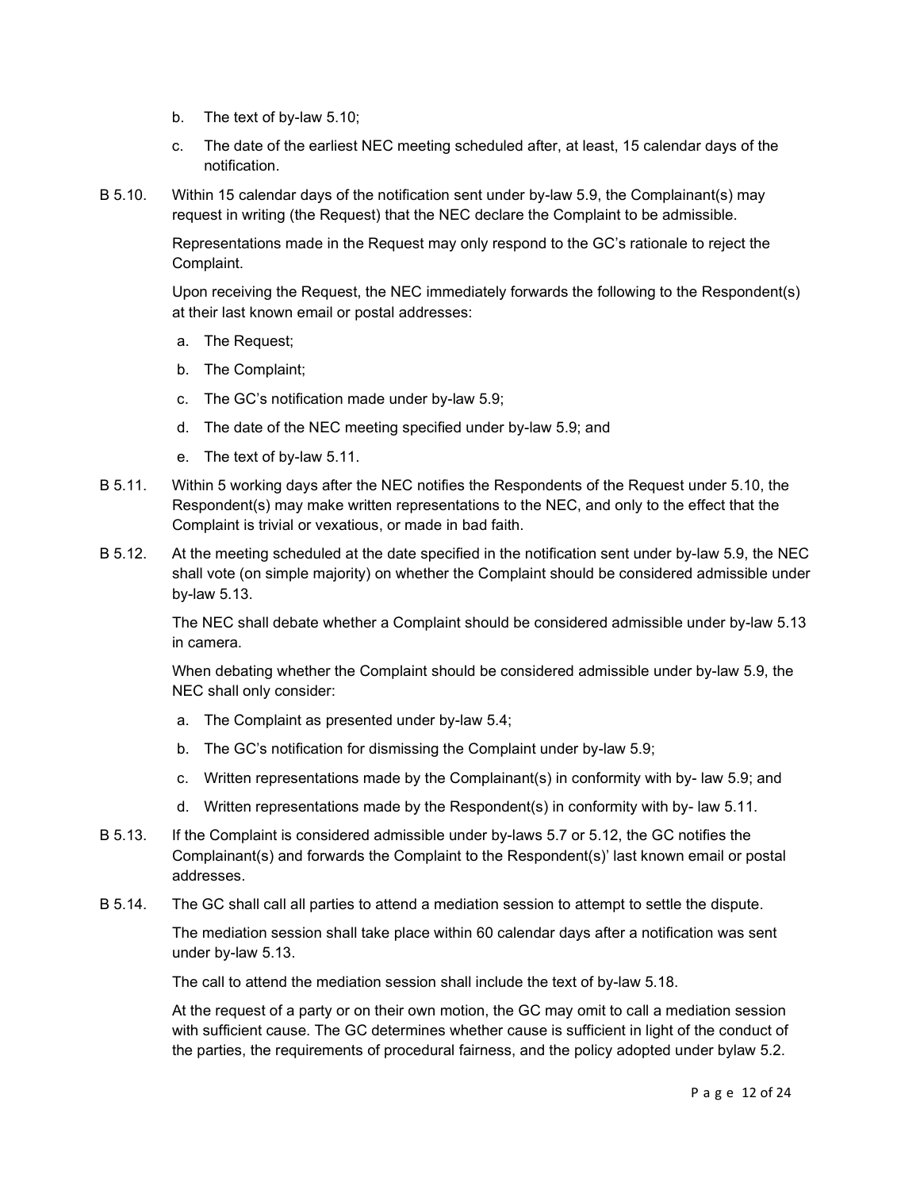b. The text of by-law 5.10;

c. The date of the earliest NEC meeting scheduled after, at least, 15 calendar days of the notification.

B 5.10. Within 15 calendar days of the notification sent under by-law 5.9, the Complainant(s) may request in writing (the Request) that the NEC declare the Complaint to be admissible.

Representations made in the Request may only respond to the GC's rationale to reject the Complaint.

Upon receiving the Request, the NEC immediately forwards the following to the Respondent(s) at their last known email or postal addresses:

a. The Request;

b. The Complaint;

c. The GC's notification made under by-law 5.9;

d. The date of the NEC meeting specified under by-law 5.9; and

e. The text of by-law 5.11.

B 5.11. Within 5 working days after the NEC notifies the Respondents of the Request under 5.10, the Respondent(s) may make written representations to the NEC, and only to the effect that the Complaint is trivial or vexatious, or made in bad faith.

B 5.12. At the meeting scheduled at the date specified in the notification sent under by-law 5.9, the NEC shall vote (on simple majority) on whether the Complaint should be considered admissible under by-law 5.13.

The NEC shall debate whether a Complaint should be considered admissible under by-law 5.13 in camera.

When debating whether the Complaint should be considered admissible under by-law 5.9, the NEC shall only consider:

a. The Complaint as presented under by-law 5.4;

b. The GC's notification for dismissing the Complaint under by-law 5.9;

c. Written representations made by the Complainant(s) in conformity with by- law 5.9; and

d. Written representations made by the Respondent(s) in conformity with by- law 5.11.

B 5.13. If the Complaint is considered admissible under by-laws 5.7 or 5.12, the GC notifies the Complainant(s) and forwards the Complaint to the Respondent(s)' last known email or postal addresses.

B 5.14. The GC shall call all parties to attend a mediation session to attempt to settle the dispute.

The mediation session shall take place within 60 calendar days after a notification was sent under by-law 5.13.

The call to attend the mediation session shall include the text of by-law 5.18.

At the request of a party or on their own motion, the GC may omit to call a mediation session with sufficient cause. The GC determines whether cause is sufficient in light of the conduct of the parties, the requirements of procedural fairness, and the policy adopted under bylaw 5.2.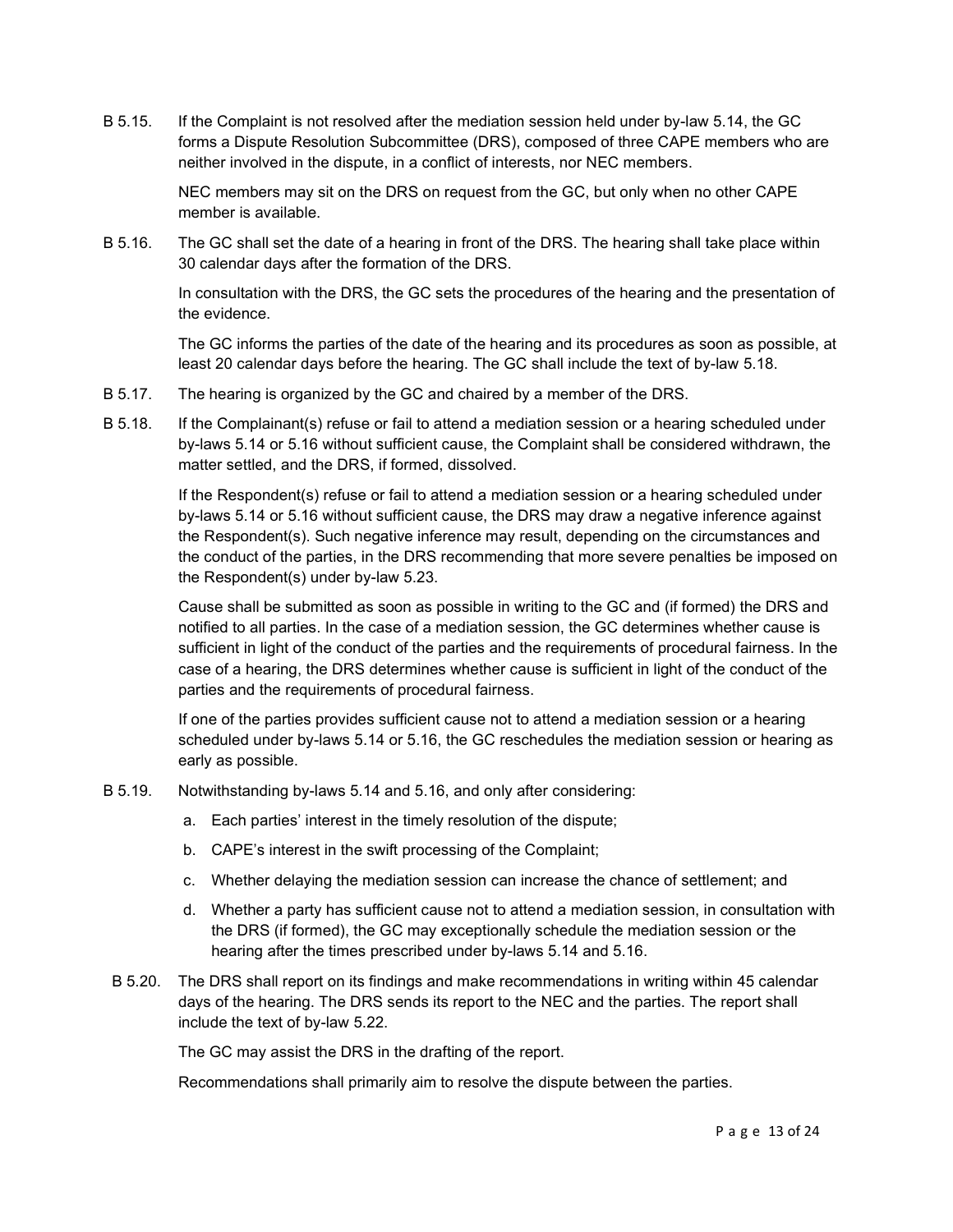B 5.15. If the Complaint is not resolved after the mediation session held under by-law 5.14, the GC forms a Dispute Resolution Subcommittee (DRS), composed of three CAPE members who are neither involved in the dispute, in a conflict of interests, nor NEC members.

NEC members may sit on the DRS on request from the GC, but only when no other CAPE member is available.

B 5.16. The GC shall set the date of a hearing in front of the DRS. The hearing shall take place within 30 calendar days after the formation of the DRS.

In consultation with the DRS, the GC sets the procedures of the hearing and the presentation of the evidence.

The GC informs the parties of the date of the hearing and its procedures as soon as possible, at least 20 calendar days before the hearing. The GC shall include the text of by-law 5.18.

B 5.17. The hearing is organized by the GC and chaired by a member of the DRS.

B 5.18. If the Complainant(s) refuse or fail to attend a mediation session or a hearing scheduled under by-laws 5.14 or 5.16 without sufficient cause, the Complaint shall be considered withdrawn, the matter settled, and the DRS, if formed, dissolved.

If the Respondent(s) refuse or fail to attend a mediation session or a hearing scheduled under by-laws 5.14 or 5.16 without sufficient cause, the DRS may draw a negative inference against the Respondent(s). Such negative inference may result, depending on the circumstances and the conduct of the parties, in the DRS recommending that more severe penalties be imposed on the Respondent(s) under by-law 5.23.

Cause shall be submitted as soon as possible in writing to the GC and (if formed) the DRS and notified to all parties. In the case of a mediation session, the GC determines whether cause is sufficient in light of the conduct of the parties and the requirements of procedural fairness. In the case of a hearing, the DRS determines whether cause is sufficient in light of the conduct of the parties and the requirements of procedural fairness.

If one of the parties provides sufficient cause not to attend a mediation session or a hearing scheduled under by-laws 5.14 or 5.16, the GC reschedules the mediation session or hearing as early as possible.

B 5.19. Notwithstanding by-laws 5.14 and 5.16, and only after considering:

a. Each parties' interest in the timely resolution of the dispute;
b. CAPE's interest in the swift processing of the Complaint;
c. Whether delaying the mediation session can increase the chance of settlement; and
d. Whether a party has sufficient cause not to attend a mediation session, in consultation with the DRS (if formed), the GC may exceptionally schedule the mediation session or the hearing after the times prescribed under by-laws 5.14 and 5.16.

B 5.20. The DRS shall report on its findings and make recommendations in writing within 45 calendar days of the hearing. The DRS sends its report to the NEC and the parties. The report shall include the text of by-law 5.22.

The GC may assist the DRS in the drafting of the report.

Recommendations shall primarily aim to resolve the dispute between the parties.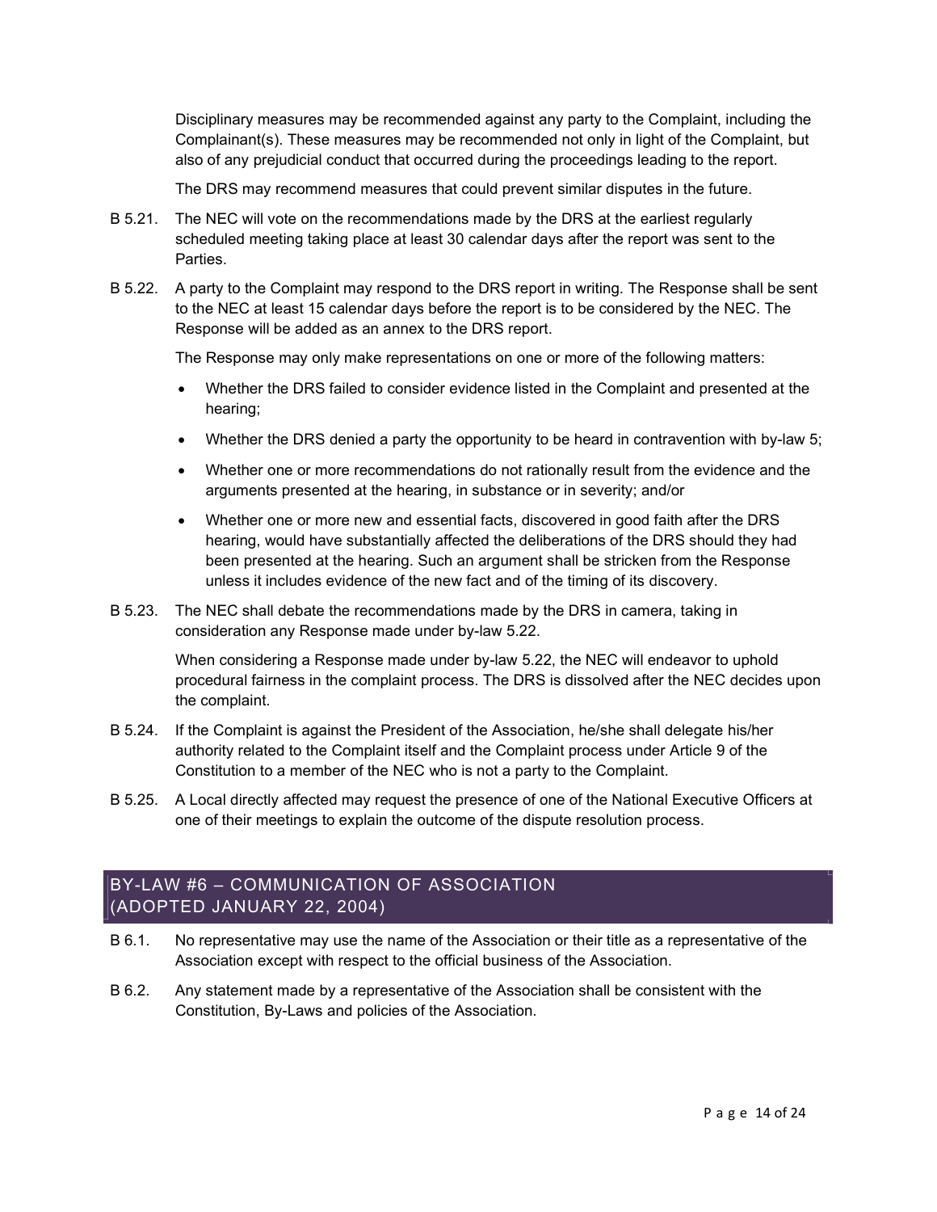Disciplinary measures may be recommended against any party to the Complaint, including the Complainant(s). These measures may be recommended not only in light of the Complaint, but also of any prejudicial conduct that occurred during the proceedings leading to the report.

The DRS may recommend measures that could prevent similar disputes in the future.

B 5.21. The NEC will vote on the recommendations made by the DRS at the earliest regularly scheduled meeting taking place at least 30 calendar days after the report was sent to the Parties.

B 5.22. A party to the Complaint may respond to the DRS report in writing. The Response shall be sent to the NEC at least 15 calendar days before the report is to be considered by the NEC. The Response will be added as an annex to the DRS report.

The Response may only make representations on one or more of the following matters:

- Whether the DRS failed to consider evidence listed in the Complaint and presented at the hearing;
- Whether the DRS denied a party the opportunity to be heard in contravention with by-law 5;
- Whether one or more recommendations do not rationally result from the evidence and the arguments presented at the hearing, in substance or in severity; and/or
- Whether one or more new and essential facts, discovered in good faith after the DRS hearing, would have substantially affected the deliberations of the DRS should they had been presented at the hearing. Such an argument shall be stricken from the Response unless it includes evidence of the new fact and of the timing of its discovery.

B 5.23. The NEC shall debate the recommendations made by the DRS in camera, taking in consideration any Response made under by-law 5.22.

When considering a Response made under by-law 5.22, the NEC will endeavor to uphold procedural fairness in the complaint process. The DRS is dissolved after the NEC decides upon the complaint.

B 5.24. If the Complaint is against the President of the Association, he/she shall delegate his/her authority related to the Complaint itself and the Complaint process under Article 9 of the Constitution to a member of the NEC who is not a party to the Complaint.

B 5.25. A Local directly affected may request the presence of one of the National Executive Officers at one of their meetings to explain the outcome of the dispute resolution process.

## BY-LAW #6 – COMMUNICATION OF ASSOCIATION (ADOPTED JANUARY 22, 2004)

B 6.1. No representative may use the name of the Association or their title as a representative of the Association except with respect to the official business of the Association.

B 6.2. Any statement made by a representative of the Association shall be consistent with the Constitution, By-Laws and policies of the Association.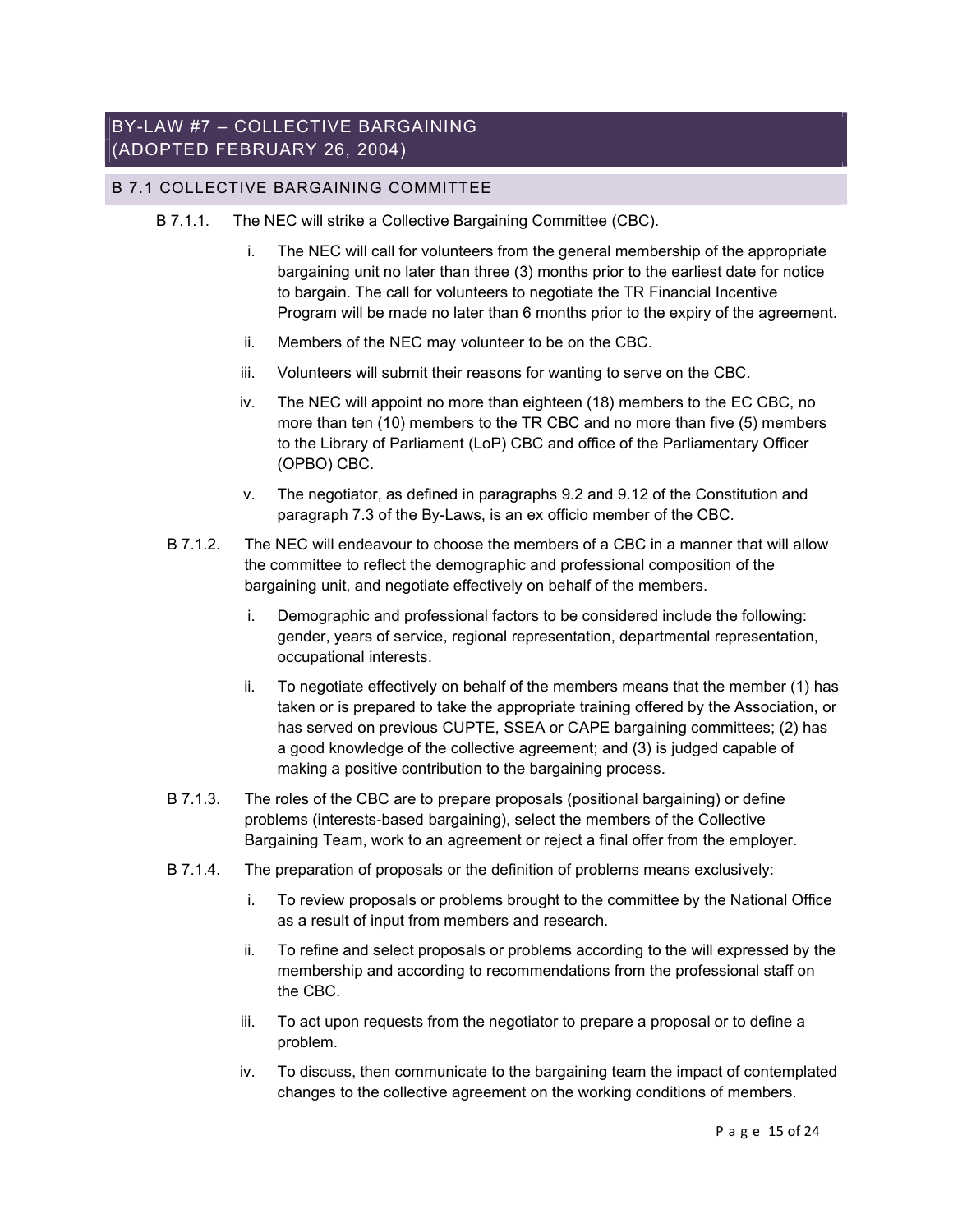## BY-LAW #7 – COLLECTIVE BARGAINING (ADOPTED FEBRUARY 26, 2004)

### B 7.1 COLLECTIVE BARGAINING COMMITTEE

B 7.1.1. The NEC will strike a Collective Bargaining Committee (CBC).

i. The NEC will call for volunteers from the general membership of the appropriate bargaining unit no later than three (3) months prior to the earliest date for notice to bargain. The call for volunteers to negotiate the TR Financial Incentive Program will be made no later than 6 months prior to the expiry of the agreement.

ii. Members of the NEC may volunteer to be on the CBC.

iii. Volunteers will submit their reasons for wanting to serve on the CBC.

iv. The NEC will appoint no more than eighteen (18) members to the EC CBC, no more than ten (10) members to the TR CBC and no more than five (5) members to the Library of Parliament (LoP) CBC and office of the Parliamentary Officer (OPBO) CBC.

v. The negotiator, as defined in paragraphs 9.2 and 9.12 of the Constitution and paragraph 7.3 of the By-Laws, is an ex officio member of the CBC.

B 7.1.2. The NEC will endeavour to choose the members of a CBC in a manner that will allow the committee to reflect the demographic and professional composition of the bargaining unit, and negotiate effectively on behalf of the members.

i. Demographic and professional factors to be considered include the following: gender, years of service, regional representation, departmental representation, occupational interests.

ii. To negotiate effectively on behalf of the members means that the member (1) has taken or is prepared to take the appropriate training offered by the Association, or has served on previous CUPTE, SSEA or CAPE bargaining committees; (2) has a good knowledge of the collective agreement; and (3) is judged capable of making a positive contribution to the bargaining process.

B 7.1.3. The roles of the CBC are to prepare proposals (positional bargaining) or define problems (interests-based bargaining), select the members of the Collective Bargaining Team, work to an agreement or reject a final offer from the employer.

B 7.1.4. The preparation of proposals or the definition of problems means exclusively:

i. To review proposals or problems brought to the committee by the National Office as a result of input from members and research.

ii. To refine and select proposals or problems according to the will expressed by the membership and according to recommendations from the professional staff on the CBC.

iii. To act upon requests from the negotiator to prepare a proposal or to define a problem.

iv. To discuss, then communicate to the bargaining team the impact of contemplated changes to the collective agreement on the working conditions of members.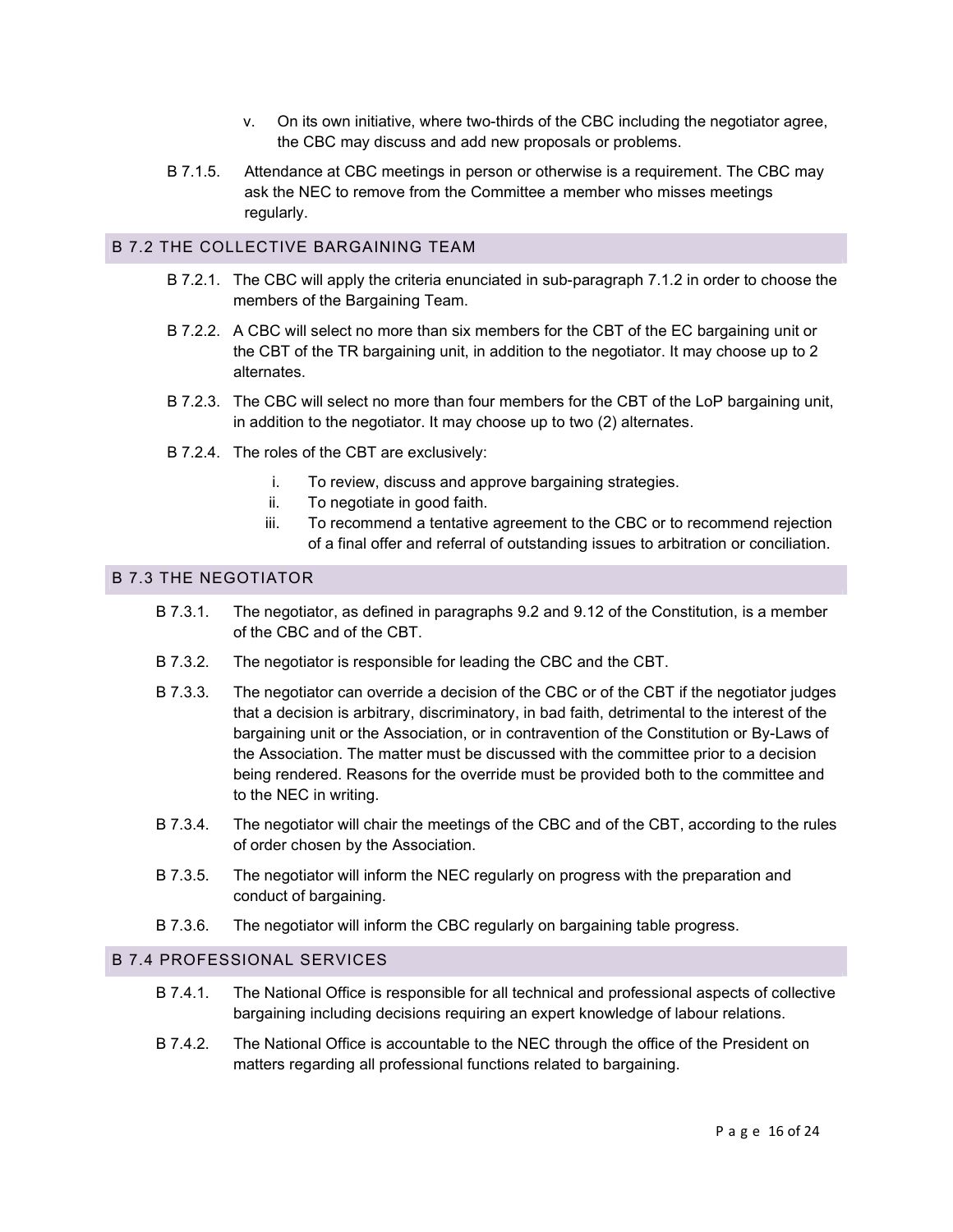v. On its own initiative, where two-thirds of the CBC including the negotiator agree, the CBC may discuss and add new proposals or problems.

B 7.1.5. Attendance at CBC meetings in person or otherwise is a requirement. The CBC may ask the NEC to remove from the Committee a member who misses meetings regularly.

## B 7.2 THE COLLECTIVE BARGAINING TEAM

B 7.2.1. The CBC will apply the criteria enunciated in sub-paragraph 7.1.2 in order to choose the members of the Bargaining Team.

B 7.2.2. A CBC will select no more than six members for the CBT of the EC bargaining unit or the CBT of the TR bargaining unit, in addition to the negotiator. It may choose up to 2 alternates.

B 7.2.3. The CBC will select no more than four members for the CBT of the LoP bargaining unit, in addition to the negotiator. It may choose up to two (2) alternates.

B 7.2.4. The roles of the CBT are exclusively:

i. To review, discuss and approve bargaining strategies.
ii. To negotiate in good faith.
iii. To recommend a tentative agreement to the CBC or to recommend rejection of a final offer and referral of outstanding issues to arbitration or conciliation.

## B 7.3 THE NEGOTIATOR

B 7.3.1. The negotiator, as defined in paragraphs 9.2 and 9.12 of the Constitution, is a member of the CBC and of the CBT.

B 7.3.2. The negotiator is responsible for leading the CBC and the CBT.

B 7.3.3. The negotiator can override a decision of the CBC or of the CBT if the negotiator judges that a decision is arbitrary, discriminatory, in bad faith, detrimental to the interest of the bargaining unit or the Association, or in contravention of the Constitution or By-Laws of the Association. The matter must be discussed with the committee prior to a decision being rendered. Reasons for the override must be provided both to the committee and to the NEC in writing.

B 7.3.4. The negotiator will chair the meetings of the CBC and of the CBT, according to the rules of order chosen by the Association.

B 7.3.5. The negotiator will inform the NEC regularly on progress with the preparation and conduct of bargaining.

B 7.3.6. The negotiator will inform the CBC regularly on bargaining table progress.

## B 7.4 PROFESSIONAL SERVICES

B 7.4.1. The National Office is responsible for all technical and professional aspects of collective bargaining including decisions requiring an expert knowledge of labour relations.

B 7.4.2. The National Office is accountable to the NEC through the office of the President on matters regarding all professional functions related to bargaining.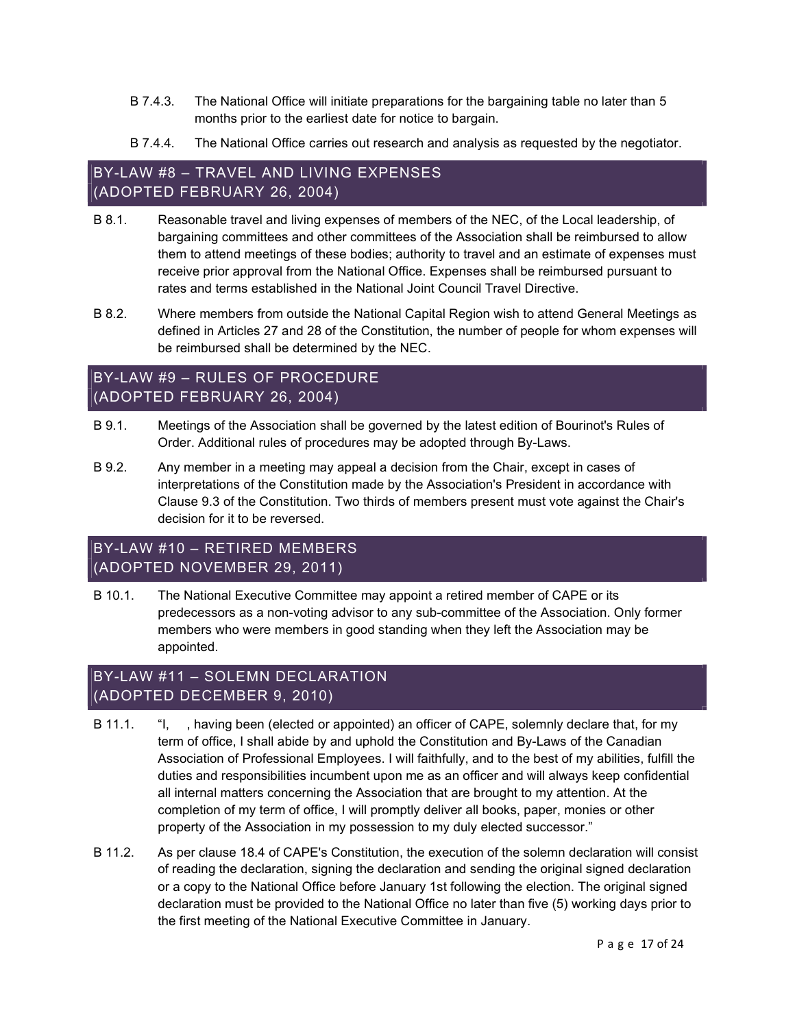B 7.4.3. The National Office will initiate preparations for the bargaining table no later than 5 months prior to the earliest date for notice to bargain.

B 7.4.4. The National Office carries out research and analysis as requested by the negotiator.

## BY-LAW #8 – TRAVEL AND LIVING EXPENSES (ADOPTED FEBRUARY 26, 2004)

B 8.1. Reasonable travel and living expenses of members of the NEC, of the Local leadership, of bargaining committees and other committees of the Association shall be reimbursed to allow them to attend meetings of these bodies; authority to travel and an estimate of expenses must receive prior approval from the National Office. Expenses shall be reimbursed pursuant to rates and terms established in the National Joint Council Travel Directive.

B 8.2. Where members from outside the National Capital Region wish to attend General Meetings as defined in Articles 27 and 28 of the Constitution, the number of people for whom expenses will be reimbursed shall be determined by the NEC.

## BY-LAW #9 – RULES OF PROCEDURE (ADOPTED FEBRUARY 26, 2004)

B 9.1. Meetings of the Association shall be governed by the latest edition of Bourinot's Rules of Order. Additional rules of procedures may be adopted through By-Laws.

B 9.2. Any member in a meeting may appeal a decision from the Chair, except in cases of interpretations of the Constitution made by the Association's President in accordance with Clause 9.3 of the Constitution. Two thirds of members present must vote against the Chair's decision for it to be reversed.

## BY-LAW #10 – RETIRED MEMBERS (ADOPTED NOVEMBER 29, 2011)

B 10.1. The National Executive Committee may appoint a retired member of CAPE or its predecessors as a non-voting advisor to any sub-committee of the Association. Only former members who were members in good standing when they left the Association may be appointed.

## BY-LAW #11 – SOLEMN DECLARATION (ADOPTED DECEMBER 9, 2010)

B 11.1. "I, , having been (elected or appointed) an officer of CAPE, solemnly declare that, for my term of office, I shall abide by and uphold the Constitution and By-Laws of the Canadian Association of Professional Employees. I will faithfully, and to the best of my abilities, fulfill the duties and responsibilities incumbent upon me as an officer and will always keep confidential all internal matters concerning the Association that are brought to my attention. At the completion of my term of office, I will promptly deliver all books, paper, monies or other property of the Association in my possession to my duly elected successor."

B 11.2. As per clause 18.4 of CAPE's Constitution, the execution of the solemn declaration will consist of reading the declaration, signing the declaration and sending the original signed declaration or a copy to the National Office before January 1st following the election. The original signed declaration must be provided to the National Office no later than five (5) working days prior to the first meeting of the National Executive Committee in January.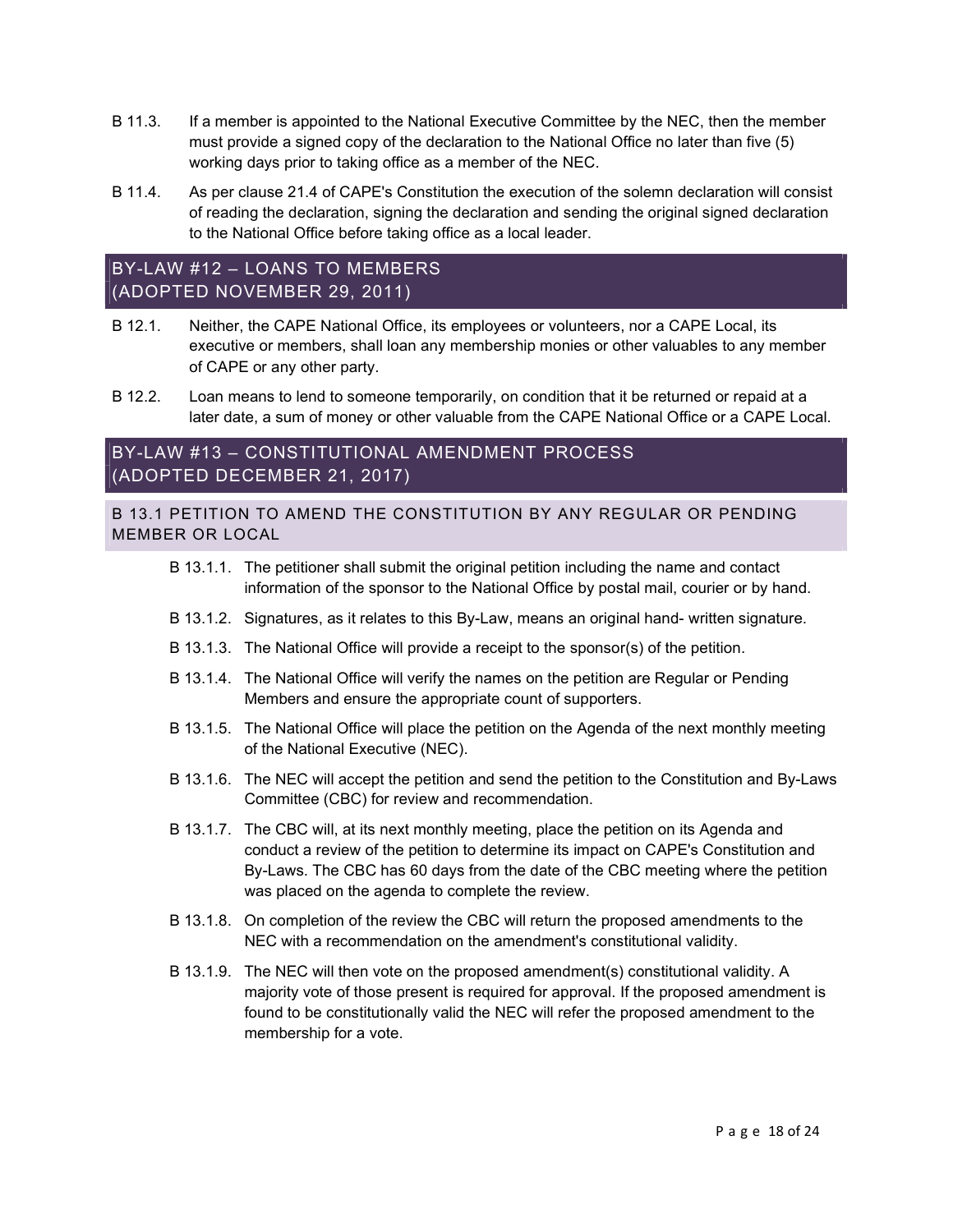B 11.3. If a member is appointed to the National Executive Committee by the NEC, then the member must provide a signed copy of the declaration to the National Office no later than five (5) working days prior to taking office as a member of the NEC.

B 11.4. As per clause 21.4 of CAPE's Constitution the execution of the solemn declaration will consist of reading the declaration, signing the declaration and sending the original signed declaration to the National Office before taking office as a local leader.

## BY-LAW #12 – LOANS TO MEMBERS (ADOPTED NOVEMBER 29, 2011)

B 12.1. Neither, the CAPE National Office, its employees or volunteers, nor a CAPE Local, its executive or members, shall loan any membership monies or other valuables to any member of CAPE or any other party.

B 12.2. Loan means to lend to someone temporarily, on condition that it be returned or repaid at a later date, a sum of money or other valuable from the CAPE National Office or a CAPE Local.

## BY-LAW #13 – CONSTITUTIONAL AMENDMENT PROCESS (ADOPTED DECEMBER 21, 2017)

### B 13.1 PETITION TO AMEND THE CONSTITUTION BY ANY REGULAR OR PENDING MEMBER OR LOCAL

B 13.1.1. The petitioner shall submit the original petition including the name and contact information of the sponsor to the National Office by postal mail, courier or by hand.

B 13.1.2. Signatures, as it relates to this By-Law, means an original hand- written signature.

B 13.1.3. The National Office will provide a receipt to the sponsor(s) of the petition.

B 13.1.4. The National Office will verify the names on the petition are Regular or Pending Members and ensure the appropriate count of supporters.

B 13.1.5. The National Office will place the petition on the Agenda of the next monthly meeting of the National Executive (NEC).

B 13.1.6. The NEC will accept the petition and send the petition to the Constitution and By-Laws Committee (CBC) for review and recommendation.

B 13.1.7. The CBC will, at its next monthly meeting, place the petition on its Agenda and conduct a review of the petition to determine its impact on CAPE's Constitution and By-Laws. The CBC has 60 days from the date of the CBC meeting where the petition was placed on the agenda to complete the review.

B 13.1.8. On completion of the review the CBC will return the proposed amendments to the NEC with a recommendation on the amendment's constitutional validity.

B 13.1.9. The NEC will then vote on the proposed amendment(s) constitutional validity. A majority vote of those present is required for approval. If the proposed amendment is found to be constitutionally valid the NEC will refer the proposed amendment to the membership for a vote.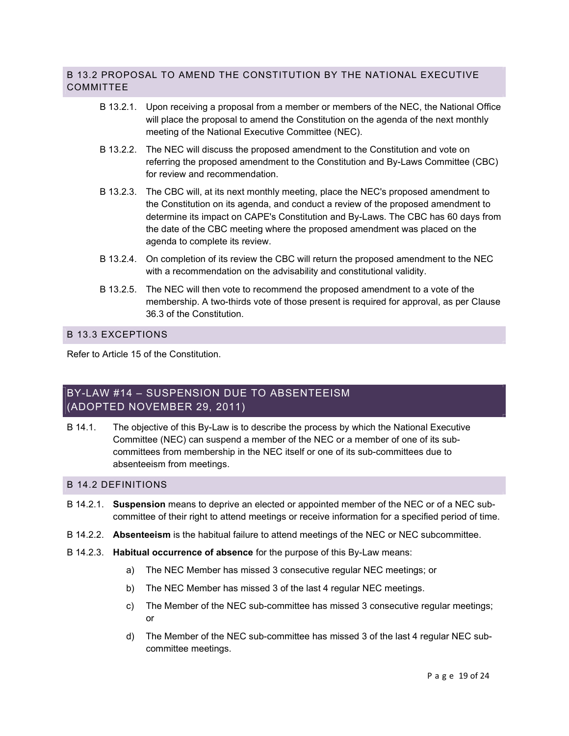### B 13.2 PROPOSAL TO AMEND THE CONSTITUTION BY THE NATIONAL EXECUTIVE COMMITTEE

B 13.2.1. Upon receiving a proposal from a member or members of the NEC, the National Office will place the proposal to amend the Constitution on the agenda of the next monthly meeting of the National Executive Committee (NEC).

B 13.2.2. The NEC will discuss the proposed amendment to the Constitution and vote on referring the proposed amendment to the Constitution and By-Laws Committee (CBC) for review and recommendation.

B 13.2.3. The CBC will, at its next monthly meeting, place the NEC's proposed amendment to the Constitution on its agenda, and conduct a review of the proposed amendment to determine its impact on CAPE's Constitution and By-Laws. The CBC has 60 days from the date of the CBC meeting where the proposed amendment was placed on the agenda to complete its review.

B 13.2.4. On completion of its review the CBC will return the proposed amendment to the NEC with a recommendation on the advisability and constitutional validity.

B 13.2.5. The NEC will then vote to recommend the proposed amendment to a vote of the membership. A two-thirds vote of those present is required for approval, as per Clause 36.3 of the Constitution.

### B 13.3 EXCEPTIONS

Refer to Article 15 of the Constitution.

## BY-LAW #14 – SUSPENSION DUE TO ABSENTEEISM (ADOPTED NOVEMBER 29, 2011)

B 14.1. The objective of this By-Law is to describe the process by which the National Executive Committee (NEC) can suspend a member of the NEC or a member of one of its sub-committees from membership in the NEC itself or one of its sub-committees due to absenteeism from meetings.

### B 14.2 DEFINITIONS

B 14.2.1. **Suspension** means to deprive an elected or appointed member of the NEC or of a NEC sub-committee of their right to attend meetings or receive information for a specified period of time.

B 14.2.2. **Absenteeism** is the habitual failure to attend meetings of the NEC or NEC subcommittee.

B 14.2.3. **Habitual occurrence of absence** for the purpose of this By-Law means:

a) The NEC Member has missed 3 consecutive regular NEC meetings; or

b) The NEC Member has missed 3 of the last 4 regular NEC meetings.

c) The Member of the NEC sub-committee has missed 3 consecutive regular meetings; or

d) The Member of the NEC sub-committee has missed 3 of the last 4 regular NEC sub-committee meetings.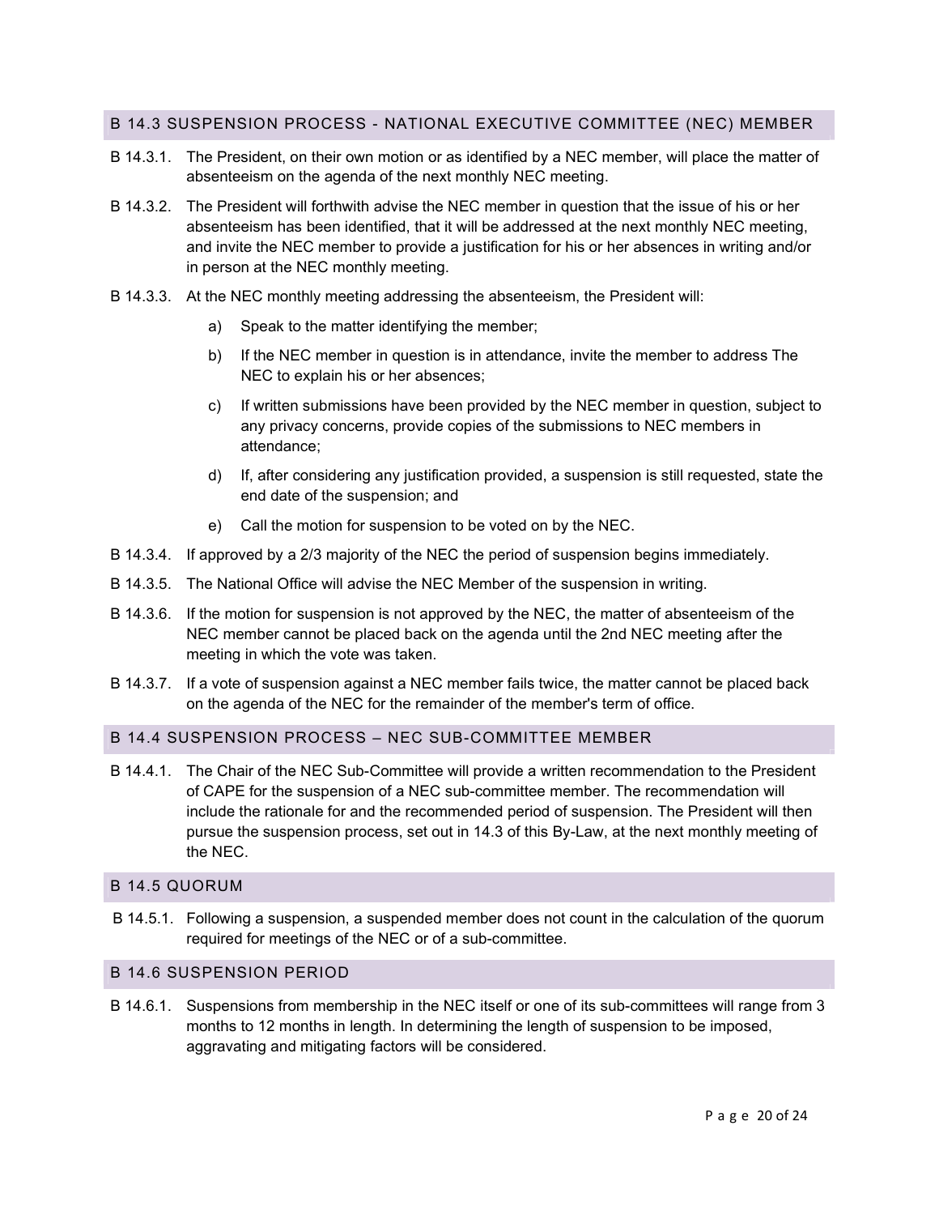## B 14.3 SUSPENSION PROCESS - NATIONAL EXECUTIVE COMMITTEE (NEC) MEMBER

B 14.3.1. The President, on their own motion or as identified by a NEC member, will place the matter of absenteeism on the agenda of the next monthly NEC meeting.

B 14.3.2. The President will forthwith advise the NEC member in question that the issue of his or her absenteeism has been identified, that it will be addressed at the next monthly NEC meeting, and invite the NEC member to provide a justification for his or her absences in writing and/or in person at the NEC monthly meeting.

B 14.3.3. At the NEC monthly meeting addressing the absenteeism, the President will:

a) Speak to the matter identifying the member;

b) If the NEC member in question is in attendance, invite the member to address The NEC to explain his or her absences;

c) If written submissions have been provided by the NEC member in question, subject to any privacy concerns, provide copies of the submissions to NEC members in attendance;

d) If, after considering any justification provided, a suspension is still requested, state the end date of the suspension; and

e) Call the motion for suspension to be voted on by the NEC.

B 14.3.4. If approved by a 2/3 majority of the NEC the period of suspension begins immediately.

B 14.3.5. The National Office will advise the NEC Member of the suspension in writing.

B 14.3.6. If the motion for suspension is not approved by the NEC, the matter of absenteeism of the NEC member cannot be placed back on the agenda until the 2nd NEC meeting after the meeting in which the vote was taken.

B 14.3.7. If a vote of suspension against a NEC member fails twice, the matter cannot be placed back on the agenda of the NEC for the remainder of the member's term of office.

## B 14.4 SUSPENSION PROCESS – NEC SUB-COMMITTEE MEMBER

B 14.4.1. The Chair of the NEC Sub-Committee will provide a written recommendation to the President of CAPE for the suspension of a NEC sub-committee member. The recommendation will include the rationale for and the recommended period of suspension. The President will then pursue the suspension process, set out in 14.3 of this By-Law, at the next monthly meeting of the NEC.

## B 14.5 QUORUM

B 14.5.1. Following a suspension, a suspended member does not count in the calculation of the quorum required for meetings of the NEC or of a sub-committee.

## B 14.6 SUSPENSION PERIOD

B 14.6.1. Suspensions from membership in the NEC itself or one of its sub-committees will range from 3 months to 12 months in length. In determining the length of suspension to be imposed, aggravating and mitigating factors will be considered.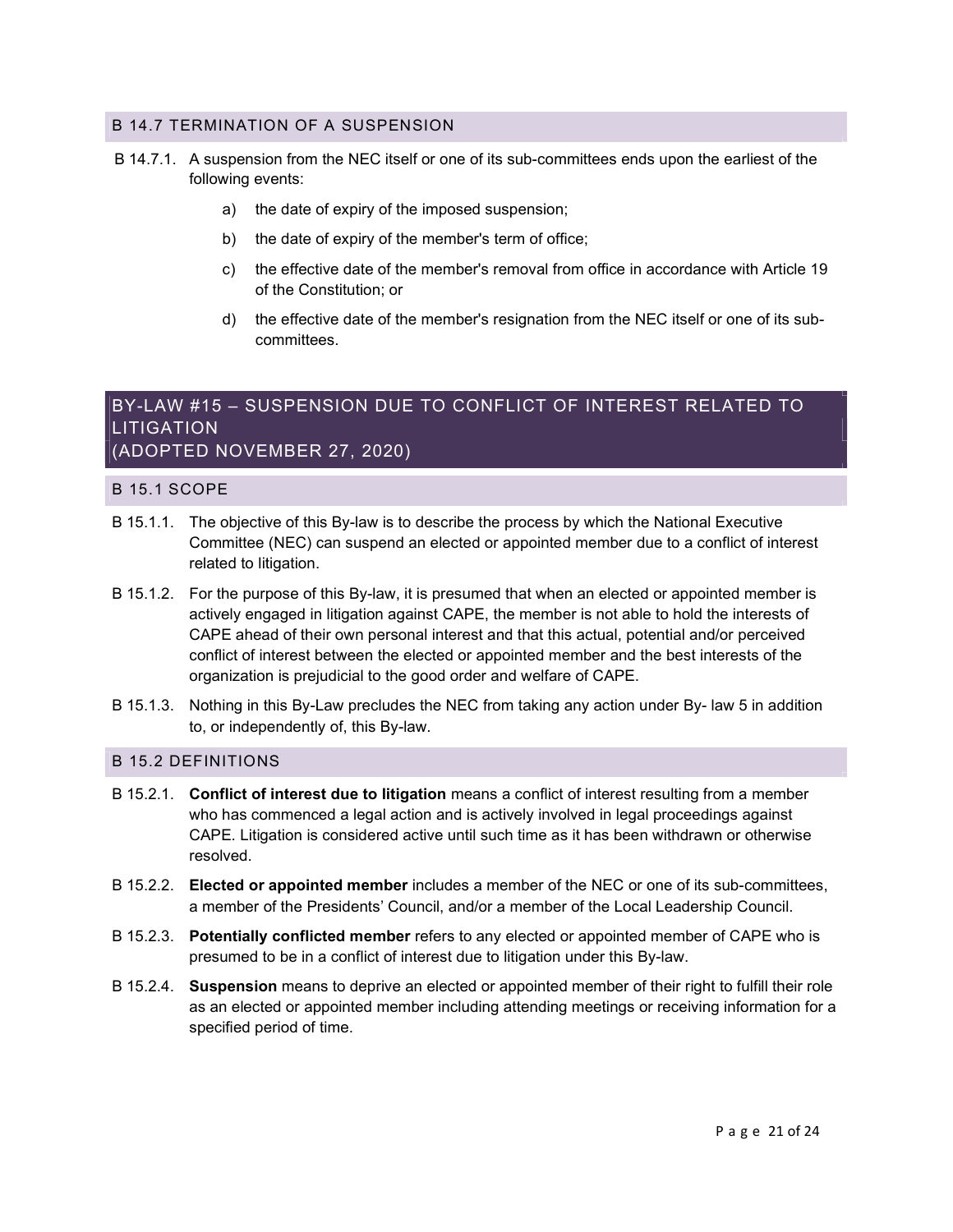### B 14.7 TERMINATION OF A SUSPENSION

B 14.7.1. A suspension from the NEC itself or one of its sub-committees ends upon the earliest of the following events:

a) the date of expiry of the imposed suspension;

b) the date of expiry of the member's term of office;

c) the effective date of the member's removal from office in accordance with Article 19 of the Constitution; or

d) the effective date of the member's resignation from the NEC itself or one of its sub-committees.

## BY-LAW #15 – SUSPENSION DUE TO CONFLICT OF INTEREST RELATED TO LITIGATION (ADOPTED NOVEMBER 27, 2020)

### B 15.1 SCOPE

B 15.1.1. The objective of this By-law is to describe the process by which the National Executive Committee (NEC) can suspend an elected or appointed member due to a conflict of interest related to litigation.

B 15.1.2. For the purpose of this By-law, it is presumed that when an elected or appointed member is actively engaged in litigation against CAPE, the member is not able to hold the interests of CAPE ahead of their own personal interest and that this actual, potential and/or perceived conflict of interest between the elected or appointed member and the best interests of the organization is prejudicial to the good order and welfare of CAPE.

B 15.1.3. Nothing in this By-Law precludes the NEC from taking any action under By- law 5 in addition to, or independently of, this By-law.

### B 15.2 DEFINITIONS

B 15.2.1. **Conflict of interest due to litigation** means a conflict of interest resulting from a member who has commenced a legal action and is actively involved in legal proceedings against CAPE. Litigation is considered active until such time as it has been withdrawn or otherwise resolved.

B 15.2.2. **Elected or appointed member** includes a member of the NEC or one of its sub-committees, a member of the Presidents' Council, and/or a member of the Local Leadership Council.

B 15.2.3. **Potentially conflicted member** refers to any elected or appointed member of CAPE who is presumed to be in a conflict of interest due to litigation under this By-law.

B 15.2.4. **Suspension** means to deprive an elected or appointed member of their right to fulfill their role as an elected or appointed member including attending meetings or receiving information for a specified period of time.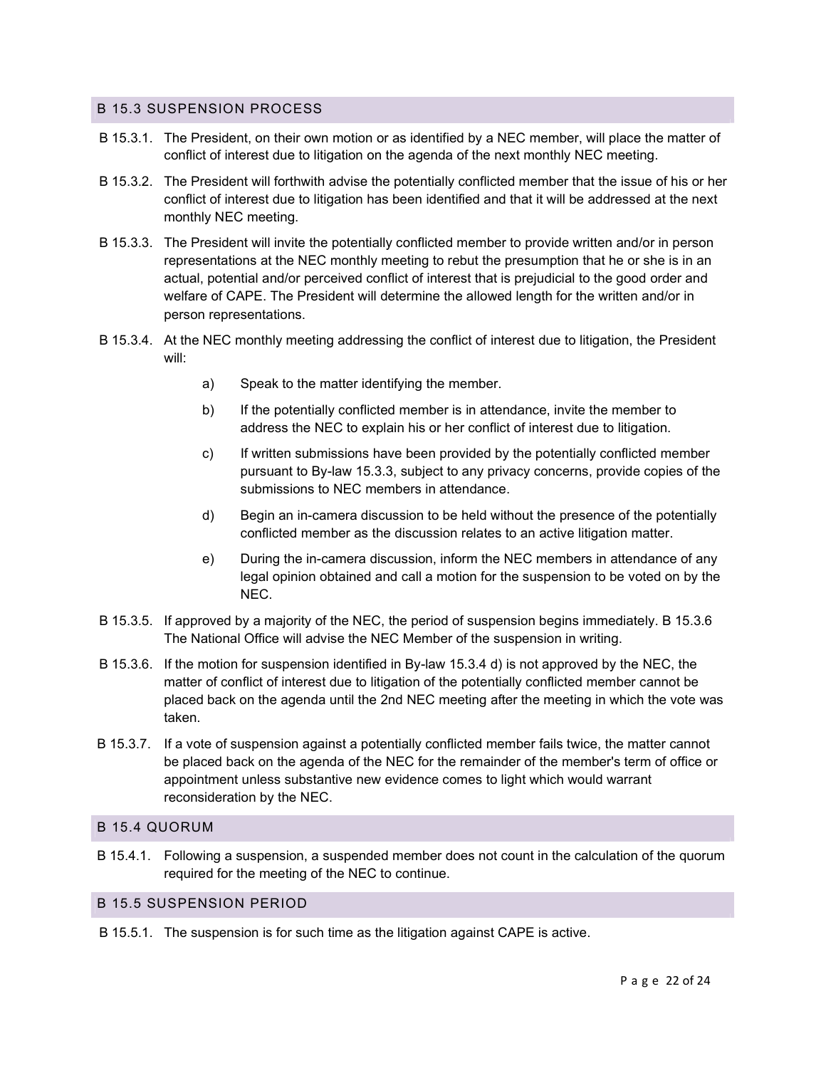## B 15.3 SUSPENSION PROCESS

B 15.3.1. The President, on their own motion or as identified by a NEC member, will place the matter of conflict of interest due to litigation on the agenda of the next monthly NEC meeting.

B 15.3.2. The President will forthwith advise the potentially conflicted member that the issue of his or her conflict of interest due to litigation has been identified and that it will be addressed at the next monthly NEC meeting.

B 15.3.3. The President will invite the potentially conflicted member to provide written and/or in person representations at the NEC monthly meeting to rebut the presumption that he or she is in an actual, potential and/or perceived conflict of interest that is prejudicial to the good order and welfare of CAPE. The President will determine the allowed length for the written and/or in person representations.

B 15.3.4. At the NEC monthly meeting addressing the conflict of interest due to litigation, the President will:

- a) Speak to the matter identifying the member.
- b) If the potentially conflicted member is in attendance, invite the member to address the NEC to explain his or her conflict of interest due to litigation.
- c) If written submissions have been provided by the potentially conflicted member pursuant to By-law 15.3.3, subject to any privacy concerns, provide copies of the submissions to NEC members in attendance.
- d) Begin an in-camera discussion to be held without the presence of the potentially conflicted member as the discussion relates to an active litigation matter.
- e) During the in-camera discussion, inform the NEC members in attendance of any legal opinion obtained and call a motion for the suspension to be voted on by the NEC.

B 15.3.5. If approved by a majority of the NEC, the period of suspension begins immediately. B 15.3.6 The National Office will advise the NEC Member of the suspension in writing.

B 15.3.6. If the motion for suspension identified in By-law 15.3.4 d) is not approved by the NEC, the matter of conflict of interest due to litigation of the potentially conflicted member cannot be placed back on the agenda until the 2nd NEC meeting after the meeting in which the vote was taken.

B 15.3.7. If a vote of suspension against a potentially conflicted member fails twice, the matter cannot be placed back on the agenda of the NEC for the remainder of the member's term of office or appointment unless substantive new evidence comes to light which would warrant reconsideration by the NEC.

## B 15.4 QUORUM

B 15.4.1. Following a suspension, a suspended member does not count in the calculation of the quorum required for the meeting of the NEC to continue.

## B 15.5 SUSPENSION PERIOD

B 15.5.1. The suspension is for such time as the litigation against CAPE is active.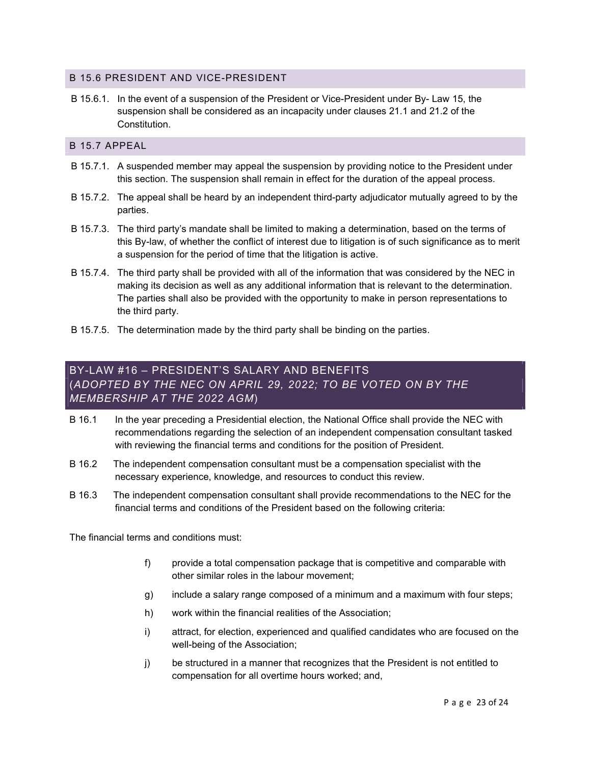### B 15.6 PRESIDENT AND VICE-PRESIDENT

B 15.6.1. In the event of a suspension of the President or Vice-President under By- Law 15, the suspension shall be considered as an incapacity under clauses 21.1 and 21.2 of the Constitution.

### B 15.7 APPEAL

B 15.7.1. A suspended member may appeal the suspension by providing notice to the President under this section. The suspension shall remain in effect for the duration of the appeal process.

B 15.7.2. The appeal shall be heard by an independent third-party adjudicator mutually agreed to by the parties.

B 15.7.3. The third party's mandate shall be limited to making a determination, based on the terms of this By-law, of whether the conflict of interest due to litigation is of such significance as to merit a suspension for the period of time that the litigation is active.

B 15.7.4. The third party shall be provided with all of the information that was considered by the NEC in making its decision as well as any additional information that is relevant to the determination. The parties shall also be provided with the opportunity to make in person representations to the third party.

B 15.7.5. The determination made by the third party shall be binding on the parties.

## BY-LAW #16 – PRESIDENT'S SALARY AND BENEFITS (*ADOPTED BY THE NEC ON APRIL 29, 2022; TO BE VOTED ON BY THE MEMBERSHIP AT THE 2022 AGM*)

B 16.1 In the year preceding a Presidential election, the National Office shall provide the NEC with recommendations regarding the selection of an independent compensation consultant tasked with reviewing the financial terms and conditions for the position of President.

B 16.2 The independent compensation consultant must be a compensation specialist with the necessary experience, knowledge, and resources to conduct this review.

B 16.3 The independent compensation consultant shall provide recommendations to the NEC for the financial terms and conditions of the President based on the following criteria:

The financial terms and conditions must:

f) provide a total compensation package that is competitive and comparable with other similar roles in the labour movement;

g) include a salary range composed of a minimum and a maximum with four steps;

h) work within the financial realities of the Association;

i) attract, for election, experienced and qualified candidates who are focused on the well-being of the Association;

j) be structured in a manner that recognizes that the President is not entitled to compensation for all overtime hours worked; and,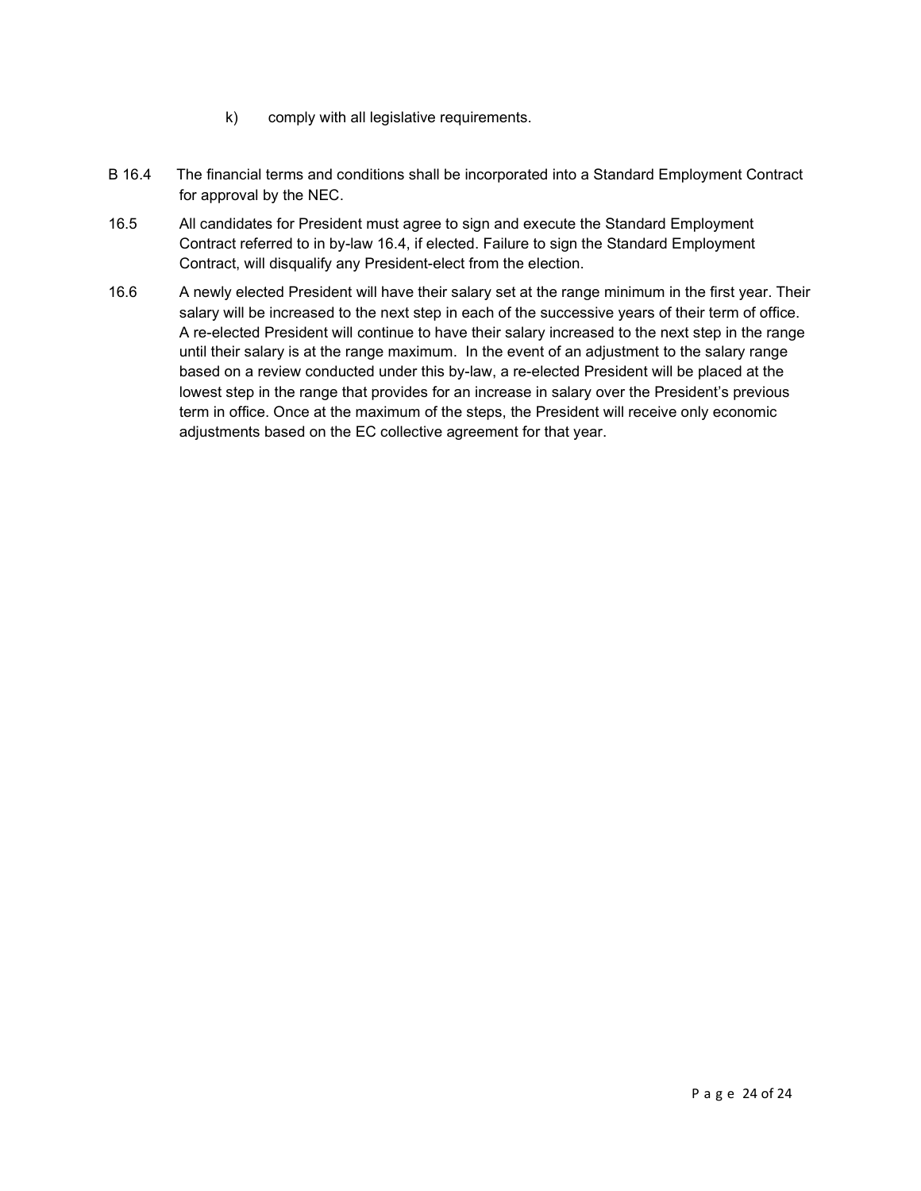k) comply with all legislative requirements.

B 16.4 The financial terms and conditions shall be incorporated into a Standard Employment Contract for approval by the NEC.

16.5 All candidates for President must agree to sign and execute the Standard Employment Contract referred to in by-law 16.4, if elected. Failure to sign the Standard Employment Contract, will disqualify any President-elect from the election.

16.6 A newly elected President will have their salary set at the range minimum in the first year. Their salary will be increased to the next step in each of the successive years of their term of office. A re-elected President will continue to have their salary increased to the next step in the range until their salary is at the range maximum. In the event of an adjustment to the salary range based on a review conducted under this by-law, a re-elected President will be placed at the lowest step in the range that provides for an increase in salary over the President's previous term in office. Once at the maximum of the steps, the President will receive only economic adjustments based on the EC collective agreement for that year.